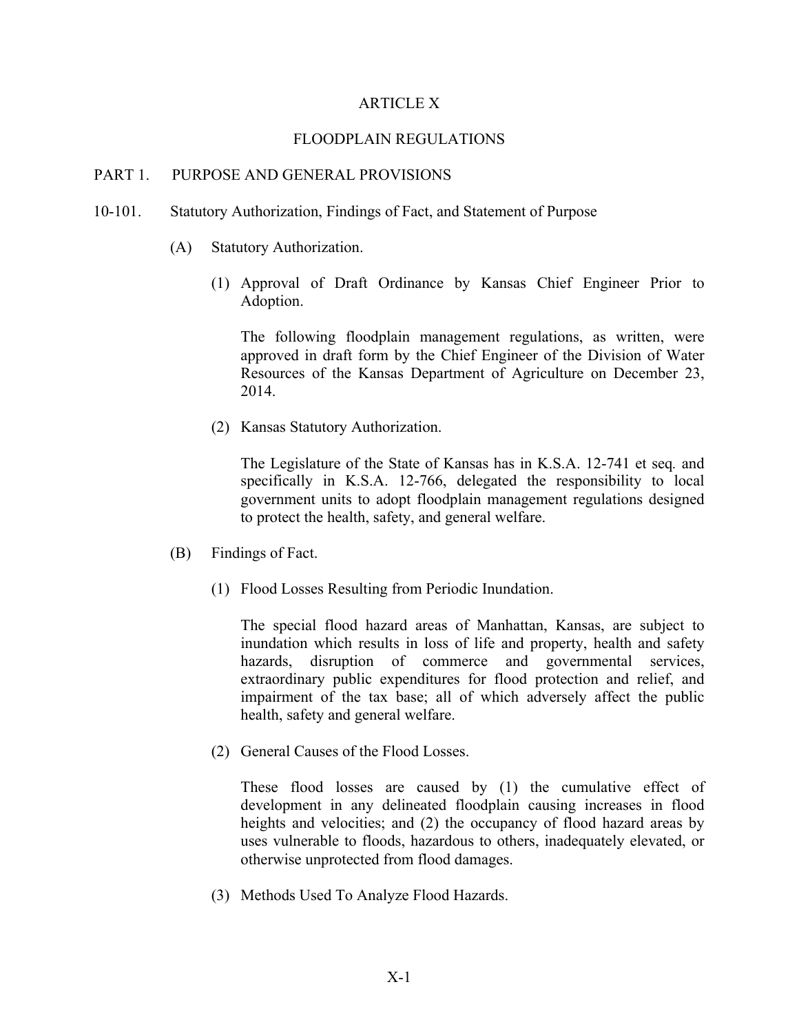# ARTICLE X

# FLOODPLAIN REGULATIONS

## PART 1. PURPOSE AND GENERAL PROVISIONS

### 10-101. Statutory Authorization, Findings of Fact, and Statement of Purpose

(A) Statutory Authorization.

(1) Approval of Draft Ordinance by Kansas Chief Engineer Prior to Adoption.

The following floodplain management regulations, as written, were approved in draft form by the Chief Engineer of the Division of Water Resources of the Kansas Department of Agriculture on December 23, 2014.

(2) Kansas Statutory Authorization.

The Legislature of the State of Kansas has in K.S.A. 12-741 et seq. and specifically in K.S.A. 12-766, delegated the responsibility to local government units to adopt floodplain management regulations designed to protect the health, safety, and general welfare.

(B) Findings of Fact.

(1) Flood Losses Resulting from Periodic Inundation.

The special flood hazard areas of Manhattan, Kansas, are subject to inundation which results in loss of life and property, health and safety hazards, disruption of commerce and governmental services, extraordinary public expenditures for flood protection and relief, and impairment of the tax base; all of which adversely affect the public health, safety and general welfare.

(2) General Causes of the Flood Losses.

These flood losses are caused by (1) the cumulative effect of development in any delineated floodplain causing increases in flood heights and velocities; and (2) the occupancy of flood hazard areas by uses vulnerable to floods, hazardous to others, inadequately elevated, or otherwise unprotected from flood damages.

(3) Methods Used To Analyze Flood Hazards.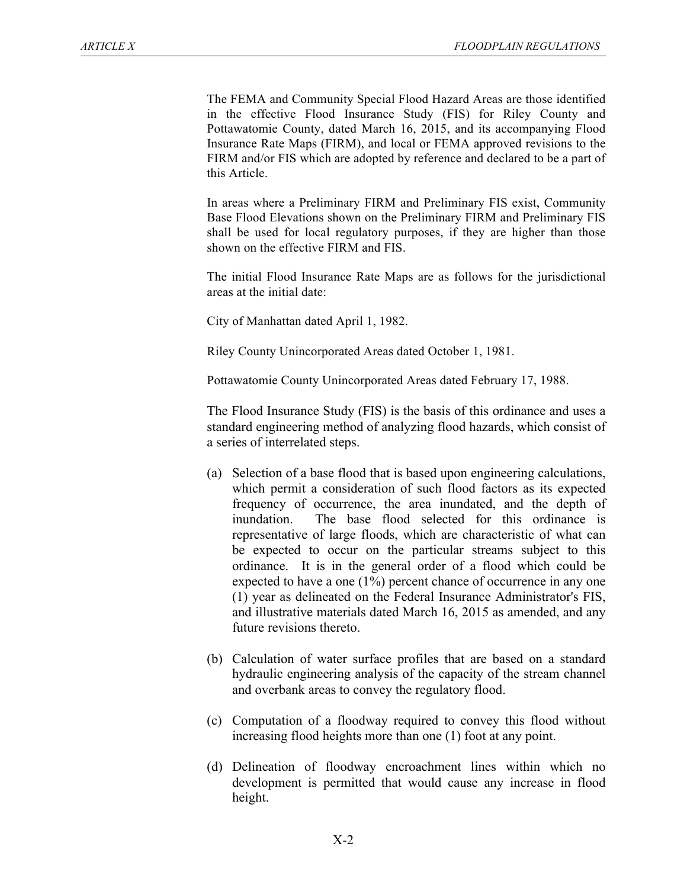The FEMA and Community Special Flood Hazard Areas are those identified in the effective Flood Insurance Study (FIS) for Riley County and Pottawatomie County, dated March 16, 2015, and its accompanying Flood Insurance Rate Maps (FIRM), and local or FEMA approved revisions to the FIRM and/or FIS which are adopted by reference and declared to be a part of this Article.

In areas where a Preliminary FIRM and Preliminary FIS exist, Community Base Flood Elevations shown on the Preliminary FIRM and Preliminary FIS shall be used for local regulatory purposes, if they are higher than those shown on the effective FIRM and FIS.

The initial Flood Insurance Rate Maps are as follows for the jurisdictional areas at the initial date:

City of Manhattan dated April 1, 1982.

Riley County Unincorporated Areas dated October 1, 1981.

Pottawatomie County Unincorporated Areas dated February 17, 1988.

The Flood Insurance Study (FIS) is the basis of this ordinance and uses a standard engineering method of analyzing flood hazards, which consist of a series of interrelated steps.

(a) Selection of a base flood that is based upon engineering calculations, which permit a consideration of such flood factors as its expected frequency of occurrence, the area inundated, and the depth of inundation. The base flood selected for this ordinance is representative of large floods, which are characteristic of what can be expected to occur on the particular streams subject to this ordinance. It is in the general order of a flood which could be expected to have a one (1%) percent chance of occurrence in any one (1) year as delineated on the Federal Insurance Administrator's FIS, and illustrative materials dated March 16, 2015 as amended, and any future revisions thereto.

(b) Calculation of water surface profiles that are based on a standard hydraulic engineering analysis of the capacity of the stream channel and overbank areas to convey the regulatory flood.

(c) Computation of a floodway required to convey this flood without increasing flood heights more than one (1) foot at any point.

(d) Delineation of floodway encroachment lines within which no development is permitted that would cause any increase in flood height.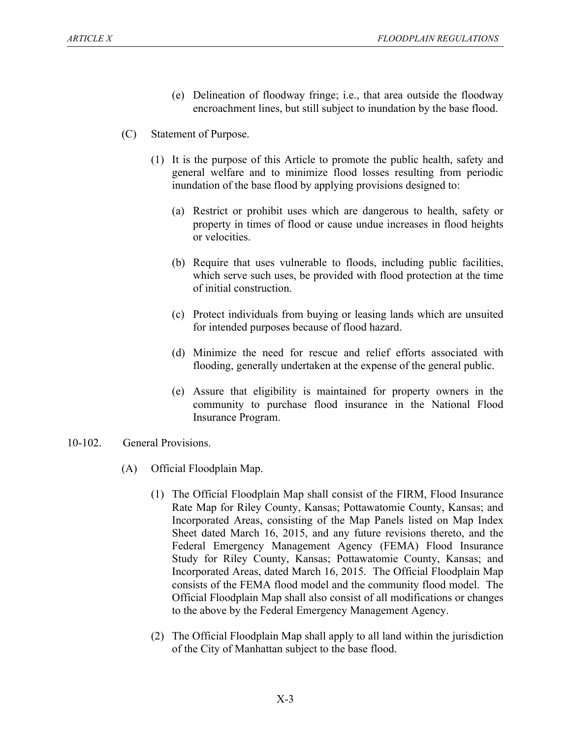(e) Delineation of floodway fringe; i.e., that area outside the floodway encroachment lines, but still subject to inundation by the base flood.

(C) Statement of Purpose.

(1) It is the purpose of this Article to promote the public health, safety and general welfare and to minimize flood losses resulting from periodic inundation of the base flood by applying provisions designed to:

(a) Restrict or prohibit uses which are dangerous to health, safety or property in times of flood or cause undue increases in flood heights or velocities.

(b) Require that uses vulnerable to floods, including public facilities, which serve such uses, be provided with flood protection at the time of initial construction.

(c) Protect individuals from buying or leasing lands which are unsuited for intended purposes because of flood hazard.

(d) Minimize the need for rescue and relief efforts associated with flooding, generally undertaken at the expense of the general public.

(e) Assure that eligibility is maintained for property owners in the community to purchase flood insurance in the National Flood Insurance Program.

10-102. General Provisions.

(A) Official Floodplain Map.

(1) The Official Floodplain Map shall consist of the FIRM, Flood Insurance Rate Map for Riley County, Kansas; Pottawatomie County, Kansas; and Incorporated Areas, consisting of the Map Panels listed on Map Index Sheet dated March 16, 2015, and any future revisions thereto, and the Federal Emergency Management Agency (FEMA) Flood Insurance Study for Riley County, Kansas; Pottawatomie County, Kansas; and Incorporated Areas, dated March 16, 2015. The Official Floodplain Map consists of the FEMA flood model and the community flood model. The Official Floodplain Map shall also consist of all modifications or changes to the above by the Federal Emergency Management Agency.

(2) The Official Floodplain Map shall apply to all land within the jurisdiction of the City of Manhattan subject to the base flood.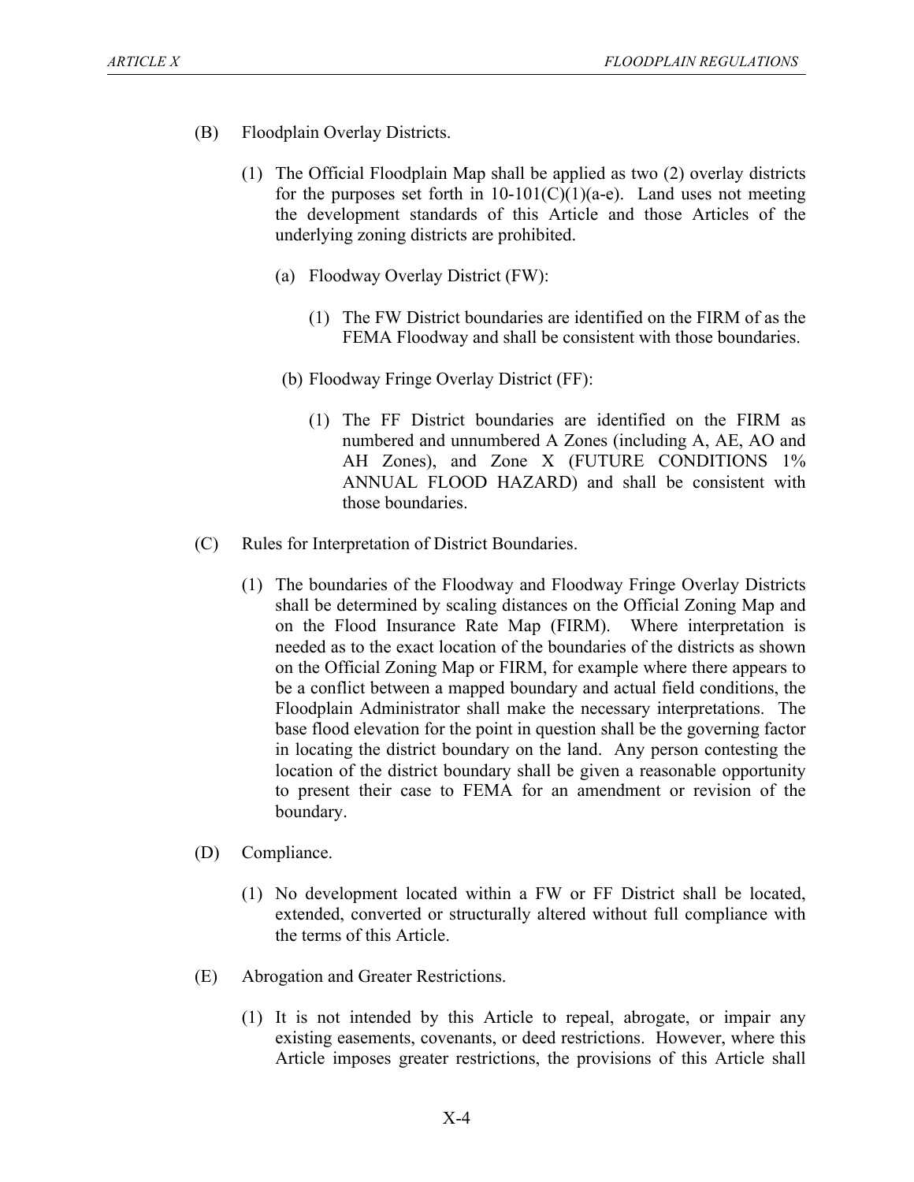(B) Floodplain Overlay Districts.

(1) The Official Floodplain Map shall be applied as two (2) overlay districts for the purposes set forth in 10-101(C)(1)(a-e). Land uses not meeting the development standards of this Article and those Articles of the underlying zoning districts are prohibited.

(a) Floodway Overlay District (FW):

(1) The FW District boundaries are identified on the FIRM of as the FEMA Floodway and shall be consistent with those boundaries.

(b) Floodway Fringe Overlay District (FF):

(1) The FF District boundaries are identified on the FIRM as numbered and unnumbered A Zones (including A, AE, AO and AH Zones), and Zone X (FUTURE CONDITIONS 1% ANNUAL FLOOD HAZARD) and shall be consistent with those boundaries.

(C) Rules for Interpretation of District Boundaries.

(1) The boundaries of the Floodway and Floodway Fringe Overlay Districts shall be determined by scaling distances on the Official Zoning Map and on the Flood Insurance Rate Map (FIRM). Where interpretation is needed as to the exact location of the boundaries of the districts as shown on the Official Zoning Map or FIRM, for example where there appears to be a conflict between a mapped boundary and actual field conditions, the Floodplain Administrator shall make the necessary interpretations. The base flood elevation for the point in question shall be the governing factor in locating the district boundary on the land. Any person contesting the location of the district boundary shall be given a reasonable opportunity to present their case to FEMA for an amendment or revision of the boundary.

(D) Compliance.

(1) No development located within a FW or FF District shall be located, extended, converted or structurally altered without full compliance with the terms of this Article.

(E) Abrogation and Greater Restrictions.

(1) It is not intended by this Article to repeal, abrogate, or impair any existing easements, covenants, or deed restrictions. However, where this Article imposes greater restrictions, the provisions of this Article shall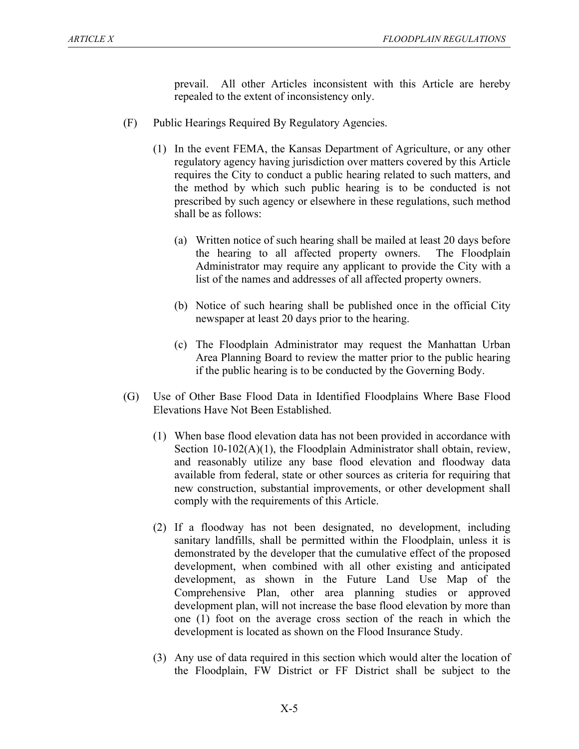prevail. All other Articles inconsistent with this Article are hereby repealed to the extent of inconsistency only.

(F) Public Hearings Required By Regulatory Agencies.

(1) In the event FEMA, the Kansas Department of Agriculture, or any other regulatory agency having jurisdiction over matters covered by this Article requires the City to conduct a public hearing related to such matters, and the method by which such public hearing is to be conducted is not prescribed by such agency or elsewhere in these regulations, such method shall be as follows:

(a) Written notice of such hearing shall be mailed at least 20 days before the hearing to all affected property owners. The Floodplain Administrator may require any applicant to provide the City with a list of the names and addresses of all affected property owners.

(b) Notice of such hearing shall be published once in the official City newspaper at least 20 days prior to the hearing.

(c) The Floodplain Administrator may request the Manhattan Urban Area Planning Board to review the matter prior to the public hearing if the public hearing is to be conducted by the Governing Body.

(G) Use of Other Base Flood Data in Identified Floodplains Where Base Flood Elevations Have Not Been Established.

(1) When base flood elevation data has not been provided in accordance with Section 10-102(A)(1), the Floodplain Administrator shall obtain, review, and reasonably utilize any base flood elevation and floodway data available from federal, state or other sources as criteria for requiring that new construction, substantial improvements, or other development shall comply with the requirements of this Article.

(2) If a floodway has not been designated, no development, including sanitary landfills, shall be permitted within the Floodplain, unless it is demonstrated by the developer that the cumulative effect of the proposed development, when combined with all other existing and anticipated development, as shown in the Future Land Use Map of the Comprehensive Plan, other area planning studies or approved development plan, will not increase the base flood elevation by more than one (1) foot on the average cross section of the reach in which the development is located as shown on the Flood Insurance Study.

(3) Any use of data required in this section which would alter the location of the Floodplain, FW District or FF District shall be subject to the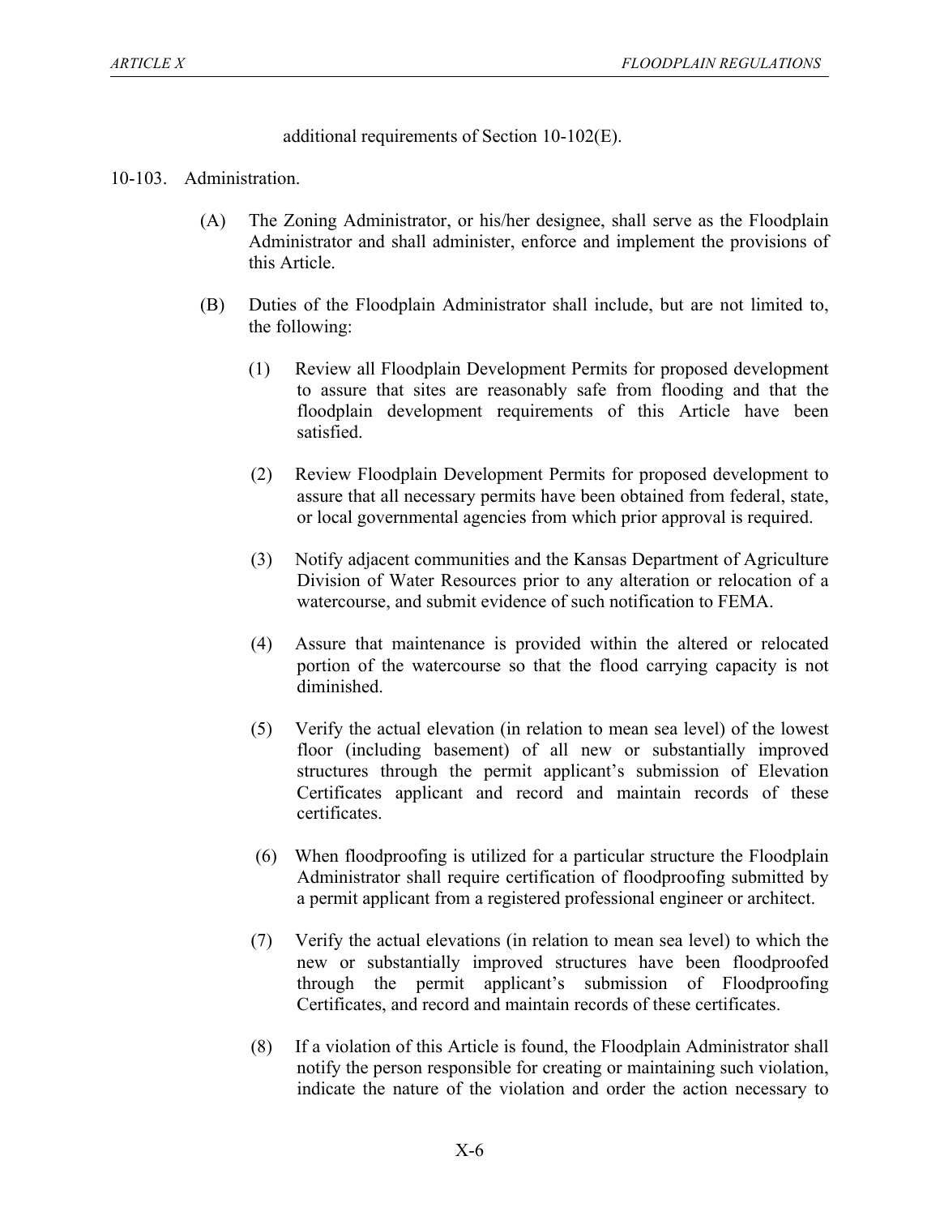additional requirements of Section 10-102(E).

10-103. Administration.

(A) The Zoning Administrator, or his/her designee, shall serve as the Floodplain Administrator and shall administer, enforce and implement the provisions of this Article.

(B) Duties of the Floodplain Administrator shall include, but are not limited to, the following:

(1) Review all Floodplain Development Permits for proposed development to assure that sites are reasonably safe from flooding and that the floodplain development requirements of this Article have been satisfied.

(2) Review Floodplain Development Permits for proposed development to assure that all necessary permits have been obtained from federal, state, or local governmental agencies from which prior approval is required.

(3) Notify adjacent communities and the Kansas Department of Agriculture Division of Water Resources prior to any alteration or relocation of a watercourse, and submit evidence of such notification to FEMA.

(4) Assure that maintenance is provided within the altered or relocated portion of the watercourse so that the flood carrying capacity is not diminished.

(5) Verify the actual elevation (in relation to mean sea level) of the lowest floor (including basement) of all new or substantially improved structures through the permit applicant's submission of Elevation Certificates applicant and record and maintain records of these certificates.

(6) When floodproofing is utilized for a particular structure the Floodplain Administrator shall require certification of floodproofing submitted by a permit applicant from a registered professional engineer or architect.

(7) Verify the actual elevations (in relation to mean sea level) to which the new or substantially improved structures have been floodproofed through the permit applicant's submission of Floodproofing Certificates, and record and maintain records of these certificates.

(8) If a violation of this Article is found, the Floodplain Administrator shall notify the person responsible for creating or maintaining such violation, indicate the nature of the violation and order the action necessary to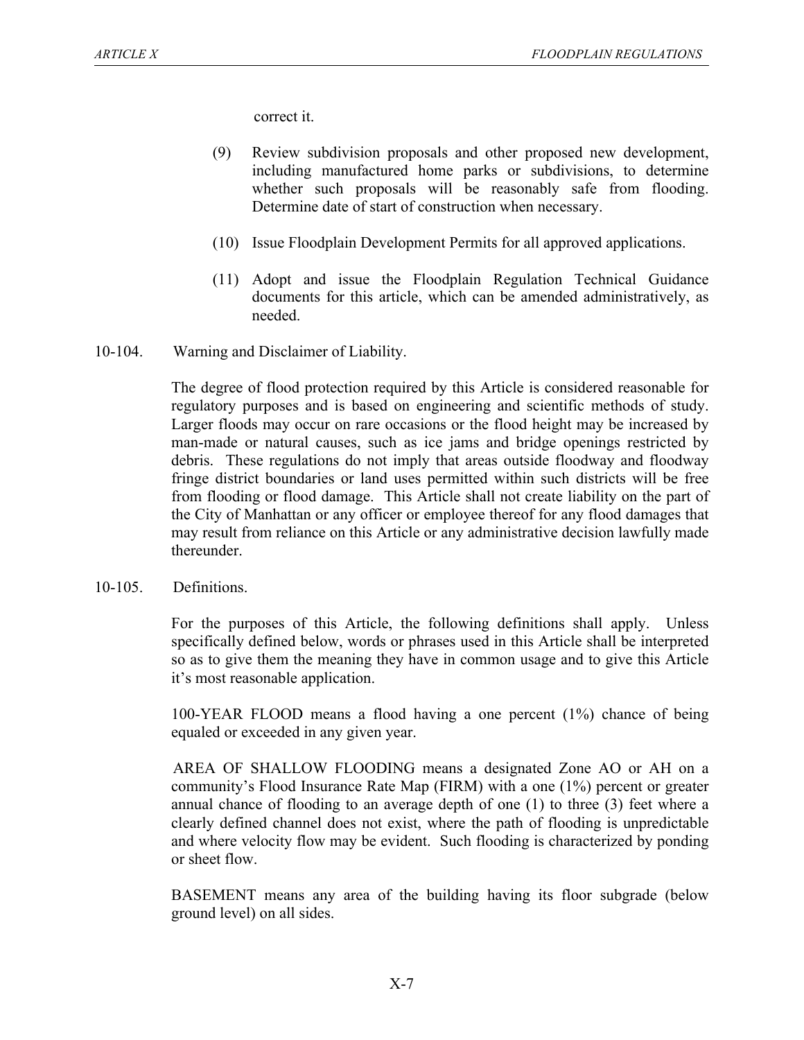correct it.

(9) Review subdivision proposals and other proposed new development, including manufactured home parks or subdivisions, to determine whether such proposals will be reasonably safe from flooding. Determine date of start of construction when necessary.

(10) Issue Floodplain Development Permits for all approved applications.

(11) Adopt and issue the Floodplain Regulation Technical Guidance documents for this article, which can be amended administratively, as needed.

10-104. Warning and Disclaimer of Liability.

The degree of flood protection required by this Article is considered reasonable for regulatory purposes and is based on engineering and scientific methods of study. Larger floods may occur on rare occasions or the flood height may be increased by man-made or natural causes, such as ice jams and bridge openings restricted by debris. These regulations do not imply that areas outside floodway and floodway fringe district boundaries or land uses permitted within such districts will be free from flooding or flood damage. This Article shall not create liability on the part of the City of Manhattan or any officer or employee thereof for any flood damages that may result from reliance on this Article or any administrative decision lawfully made thereunder.

10-105. Definitions.

For the purposes of this Article, the following definitions shall apply. Unless specifically defined below, words or phrases used in this Article shall be interpreted so as to give them the meaning they have in common usage and to give this Article it's most reasonable application.

100-YEAR FLOOD means a flood having a one percent (1%) chance of being equaled or exceeded in any given year.

AREA OF SHALLOW FLOODING means a designated Zone AO or AH on a community's Flood Insurance Rate Map (FIRM) with a one (1%) percent or greater annual chance of flooding to an average depth of one (1) to three (3) feet where a clearly defined channel does not exist, where the path of flooding is unpredictable and where velocity flow may be evident. Such flooding is characterized by ponding or sheet flow.

BASEMENT means any area of the building having its floor subgrade (below ground level) on all sides.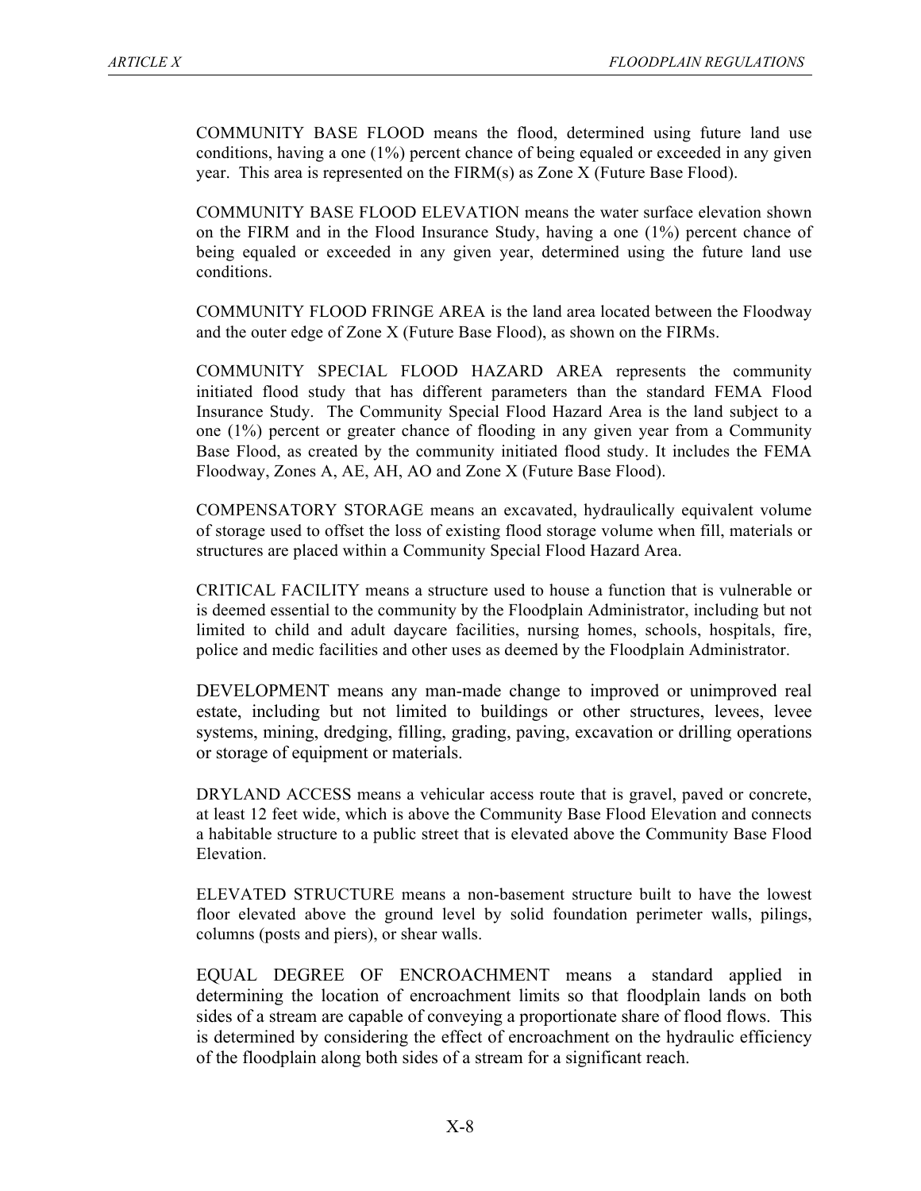COMMUNITY BASE FLOOD means the flood, determined using future land use conditions, having a one (1%) percent chance of being equaled or exceeded in any given year. This area is represented on the FIRM(s) as Zone X (Future Base Flood).

COMMUNITY BASE FLOOD ELEVATION means the water surface elevation shown on the FIRM and in the Flood Insurance Study, having a one (1%) percent chance of being equaled or exceeded in any given year, determined using the future land use conditions.

COMMUNITY FLOOD FRINGE AREA is the land area located between the Floodway and the outer edge of Zone X (Future Base Flood), as shown on the FIRMs.

COMMUNITY SPECIAL FLOOD HAZARD AREA represents the community initiated flood study that has different parameters than the standard FEMA Flood Insurance Study. The Community Special Flood Hazard Area is the land subject to a one (1%) percent or greater chance of flooding in any given year from a Community Base Flood, as created by the community initiated flood study. It includes the FEMA Floodway, Zones A, AE, AH, AO and Zone X (Future Base Flood).

COMPENSATORY STORAGE means an excavated, hydraulically equivalent volume of storage used to offset the loss of existing flood storage volume when fill, materials or structures are placed within a Community Special Flood Hazard Area.

CRITICAL FACILITY means a structure used to house a function that is vulnerable or is deemed essential to the community by the Floodplain Administrator, including but not limited to child and adult daycare facilities, nursing homes, schools, hospitals, fire, police and medic facilities and other uses as deemed by the Floodplain Administrator.

DEVELOPMENT means any man-made change to improved or unimproved real estate, including but not limited to buildings or other structures, levees, levee systems, mining, dredging, filling, grading, paving, excavation or drilling operations or storage of equipment or materials.

DRYLAND ACCESS means a vehicular access route that is gravel, paved or concrete, at least 12 feet wide, which is above the Community Base Flood Elevation and connects a habitable structure to a public street that is elevated above the Community Base Flood Elevation.

ELEVATED STRUCTURE means a non-basement structure built to have the lowest floor elevated above the ground level by solid foundation perimeter walls, pilings, columns (posts and piers), or shear walls.

EQUAL DEGREE OF ENCROACHMENT means a standard applied in determining the location of encroachment limits so that floodplain lands on both sides of a stream are capable of conveying a proportionate share of flood flows. This is determined by considering the effect of encroachment on the hydraulic efficiency of the floodplain along both sides of a stream for a significant reach.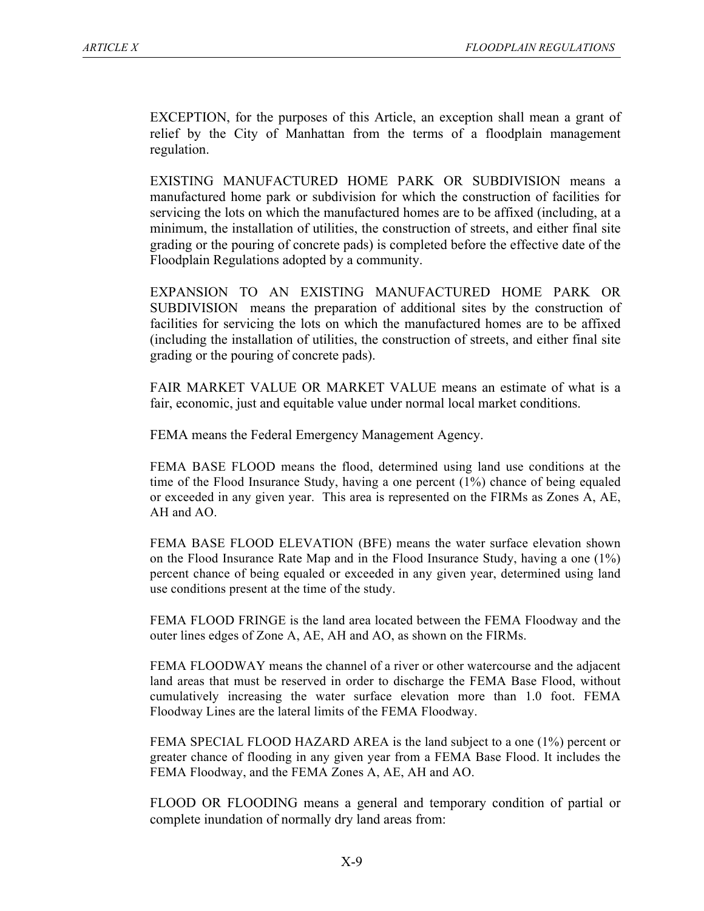EXCEPTION, for the purposes of this Article, an exception shall mean a grant of relief by the City of Manhattan from the terms of a floodplain management regulation.

EXISTING MANUFACTURED HOME PARK OR SUBDIVISION means a manufactured home park or subdivision for which the construction of facilities for servicing the lots on which the manufactured homes are to be affixed (including, at a minimum, the installation of utilities, the construction of streets, and either final site grading or the pouring of concrete pads) is completed before the effective date of the Floodplain Regulations adopted by a community.

EXPANSION TO AN EXISTING MANUFACTURED HOME PARK OR SUBDIVISION means the preparation of additional sites by the construction of facilities for servicing the lots on which the manufactured homes are to be affixed (including the installation of utilities, the construction of streets, and either final site grading or the pouring of concrete pads).

FAIR MARKET VALUE OR MARKET VALUE means an estimate of what is a fair, economic, just and equitable value under normal local market conditions.

FEMA means the Federal Emergency Management Agency.

FEMA BASE FLOOD means the flood, determined using land use conditions at the time of the Flood Insurance Study, having a one percent (1%) chance of being equaled or exceeded in any given year. This area is represented on the FIRMs as Zones A, AE, AH and AO.

FEMA BASE FLOOD ELEVATION (BFE) means the water surface elevation shown on the Flood Insurance Rate Map and in the Flood Insurance Study, having a one (1%) percent chance of being equaled or exceeded in any given year, determined using land use conditions present at the time of the study.

FEMA FLOOD FRINGE is the land area located between the FEMA Floodway and the outer lines edges of Zone A, AE, AH and AO, as shown on the FIRMs.

FEMA FLOODWAY means the channel of a river or other watercourse and the adjacent land areas that must be reserved in order to discharge the FEMA Base Flood, without cumulatively increasing the water surface elevation more than 1.0 foot. FEMA Floodway Lines are the lateral limits of the FEMA Floodway.

FEMA SPECIAL FLOOD HAZARD AREA is the land subject to a one (1%) percent or greater chance of flooding in any given year from a FEMA Base Flood. It includes the FEMA Floodway, and the FEMA Zones A, AE, AH and AO.

FLOOD OR FLOODING means a general and temporary condition of partial or complete inundation of normally dry land areas from: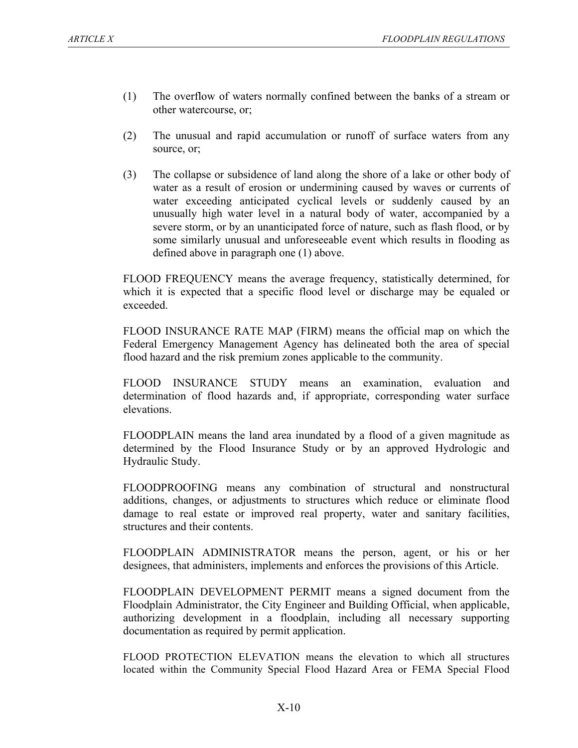(1) The overflow of waters normally confined between the banks of a stream or other watercourse, or;

(2) The unusual and rapid accumulation or runoff of surface waters from any source, or;

(3) The collapse or subsidence of land along the shore of a lake or other body of water as a result of erosion or undermining caused by waves or currents of water exceeding anticipated cyclical levels or suddenly caused by an unusually high water level in a natural body of water, accompanied by a severe storm, or by an unanticipated force of nature, such as flash flood, or by some similarly unusual and unforeseeable event which results in flooding as defined above in paragraph one (1) above.

FLOOD FREQUENCY means the average frequency, statistically determined, for which it is expected that a specific flood level or discharge may be equaled or exceeded.

FLOOD INSURANCE RATE MAP (FIRM) means the official map on which the Federal Emergency Management Agency has delineated both the area of special flood hazard and the risk premium zones applicable to the community.

FLOOD INSURANCE STUDY means an examination, evaluation and determination of flood hazards and, if appropriate, corresponding water surface elevations.

FLOODPLAIN means the land area inundated by a flood of a given magnitude as determined by the Flood Insurance Study or by an approved Hydrologic and Hydraulic Study.

FLOODPROOFING means any combination of structural and nonstructural additions, changes, or adjustments to structures which reduce or eliminate flood damage to real estate or improved real property, water and sanitary facilities, structures and their contents.

FLOODPLAIN ADMINISTRATOR means the person, agent, or his or her designees, that administers, implements and enforces the provisions of this Article.

FLOODPLAIN DEVELOPMENT PERMIT means a signed document from the Floodplain Administrator, the City Engineer and Building Official, when applicable, authorizing development in a floodplain, including all necessary supporting documentation as required by permit application.

FLOOD PROTECTION ELEVATION means the elevation to which all structures located within the Community Special Flood Hazard Area or FEMA Special Flood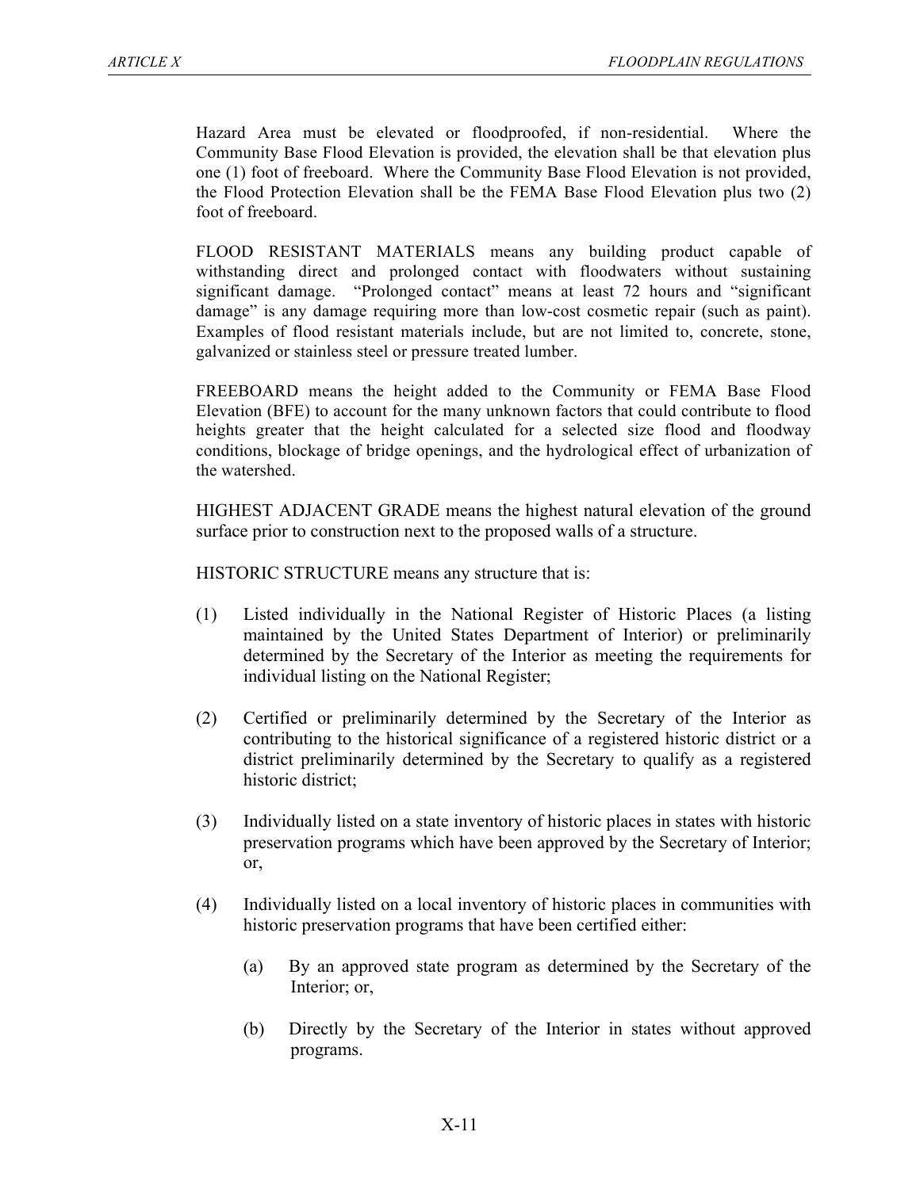Hazard Area must be elevated or floodproofed, if non-residential. Where the Community Base Flood Elevation is provided, the elevation shall be that elevation plus one (1) foot of freeboard. Where the Community Base Flood Elevation is not provided, the Flood Protection Elevation shall be the FEMA Base Flood Elevation plus two (2) foot of freeboard.

FLOOD RESISTANT MATERIALS means any building product capable of withstanding direct and prolonged contact with floodwaters without sustaining significant damage. "Prolonged contact" means at least 72 hours and "significant damage" is any damage requiring more than low-cost cosmetic repair (such as paint). Examples of flood resistant materials include, but are not limited to, concrete, stone, galvanized or stainless steel or pressure treated lumber.

FREEBOARD means the height added to the Community or FEMA Base Flood Elevation (BFE) to account for the many unknown factors that could contribute to flood heights greater that the height calculated for a selected size flood and floodway conditions, blockage of bridge openings, and the hydrological effect of urbanization of the watershed.

HIGHEST ADJACENT GRADE means the highest natural elevation of the ground surface prior to construction next to the proposed walls of a structure.

HISTORIC STRUCTURE means any structure that is:

(1) Listed individually in the National Register of Historic Places (a listing maintained by the United States Department of Interior) or preliminarily determined by the Secretary of the Interior as meeting the requirements for individual listing on the National Register;

(2) Certified or preliminarily determined by the Secretary of the Interior as contributing to the historical significance of a registered historic district or a district preliminarily determined by the Secretary to qualify as a registered historic district;

(3) Individually listed on a state inventory of historic places in states with historic preservation programs which have been approved by the Secretary of Interior; or,

(4) Individually listed on a local inventory of historic places in communities with historic preservation programs that have been certified either:

    (a) By an approved state program as determined by the Secretary of the Interior; or,

    (b) Directly by the Secretary of the Interior in states without approved programs.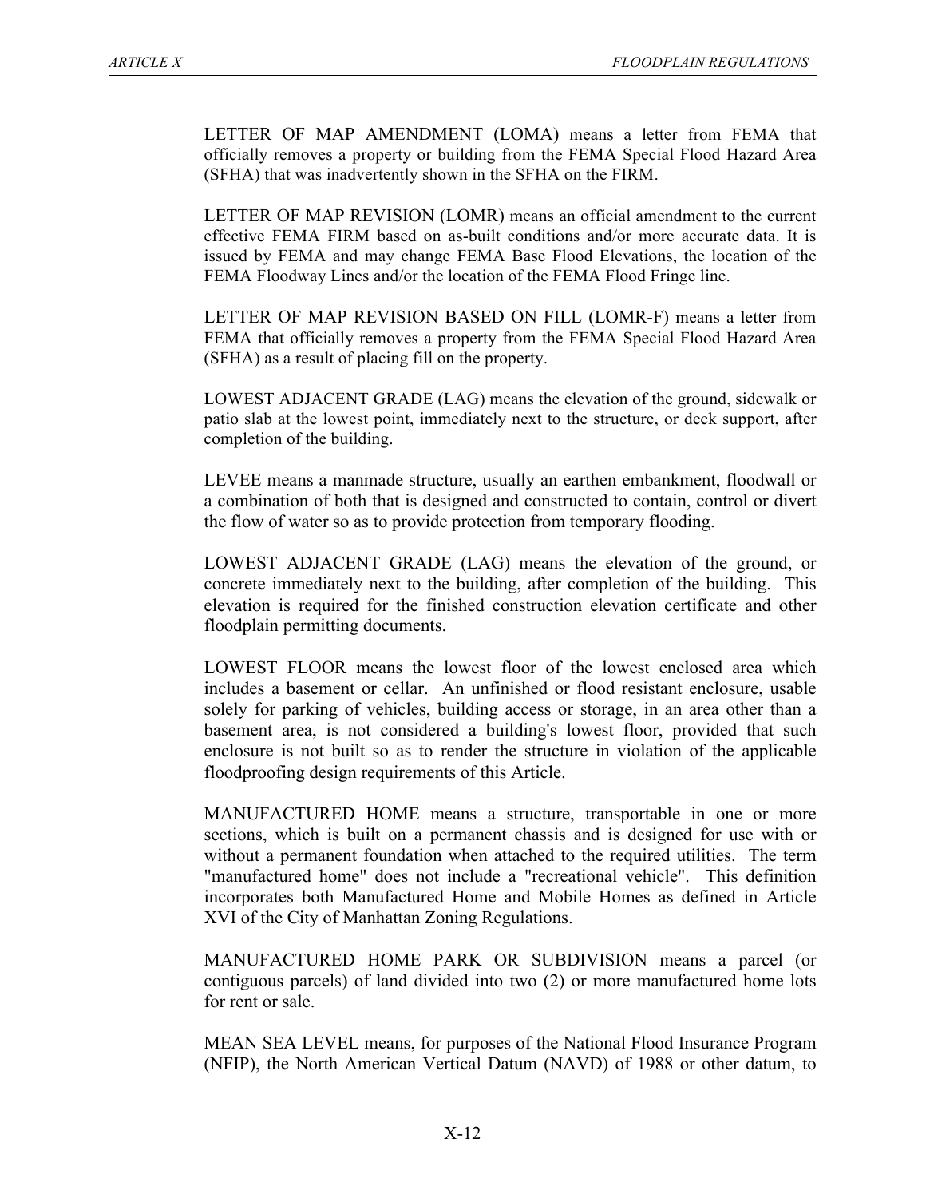LETTER OF MAP AMENDMENT (LOMA) means a letter from FEMA that officially removes a property or building from the FEMA Special Flood Hazard Area (SFHA) that was inadvertently shown in the SFHA on the FIRM.

LETTER OF MAP REVISION (LOMR) means an official amendment to the current effective FEMA FIRM based on as-built conditions and/or more accurate data. It is issued by FEMA and may change FEMA Base Flood Elevations, the location of the FEMA Floodway Lines and/or the location of the FEMA Flood Fringe line.

LETTER OF MAP REVISION BASED ON FILL (LOMR-F) means a letter from FEMA that officially removes a property from the FEMA Special Flood Hazard Area (SFHA) as a result of placing fill on the property.

LOWEST ADJACENT GRADE (LAG) means the elevation of the ground, sidewalk or patio slab at the lowest point, immediately next to the structure, or deck support, after completion of the building.

LEVEE means a manmade structure, usually an earthen embankment, floodwall or a combination of both that is designed and constructed to contain, control or divert the flow of water so as to provide protection from temporary flooding.

LOWEST ADJACENT GRADE (LAG) means the elevation of the ground, or concrete immediately next to the building, after completion of the building. This elevation is required for the finished construction elevation certificate and other floodplain permitting documents.

LOWEST FLOOR means the lowest floor of the lowest enclosed area which includes a basement or cellar. An unfinished or flood resistant enclosure, usable solely for parking of vehicles, building access or storage, in an area other than a basement area, is not considered a building's lowest floor, provided that such enclosure is not built so as to render the structure in violation of the applicable floodproofing design requirements of this Article.

MANUFACTURED HOME means a structure, transportable in one or more sections, which is built on a permanent chassis and is designed for use with or without a permanent foundation when attached to the required utilities. The term "manufactured home" does not include a "recreational vehicle". This definition incorporates both Manufactured Home and Mobile Homes as defined in Article XVI of the City of Manhattan Zoning Regulations.

MANUFACTURED HOME PARK OR SUBDIVISION means a parcel (or contiguous parcels) of land divided into two (2) or more manufactured home lots for rent or sale.

MEAN SEA LEVEL means, for purposes of the National Flood Insurance Program (NFIP), the North American Vertical Datum (NAVD) of 1988 or other datum, to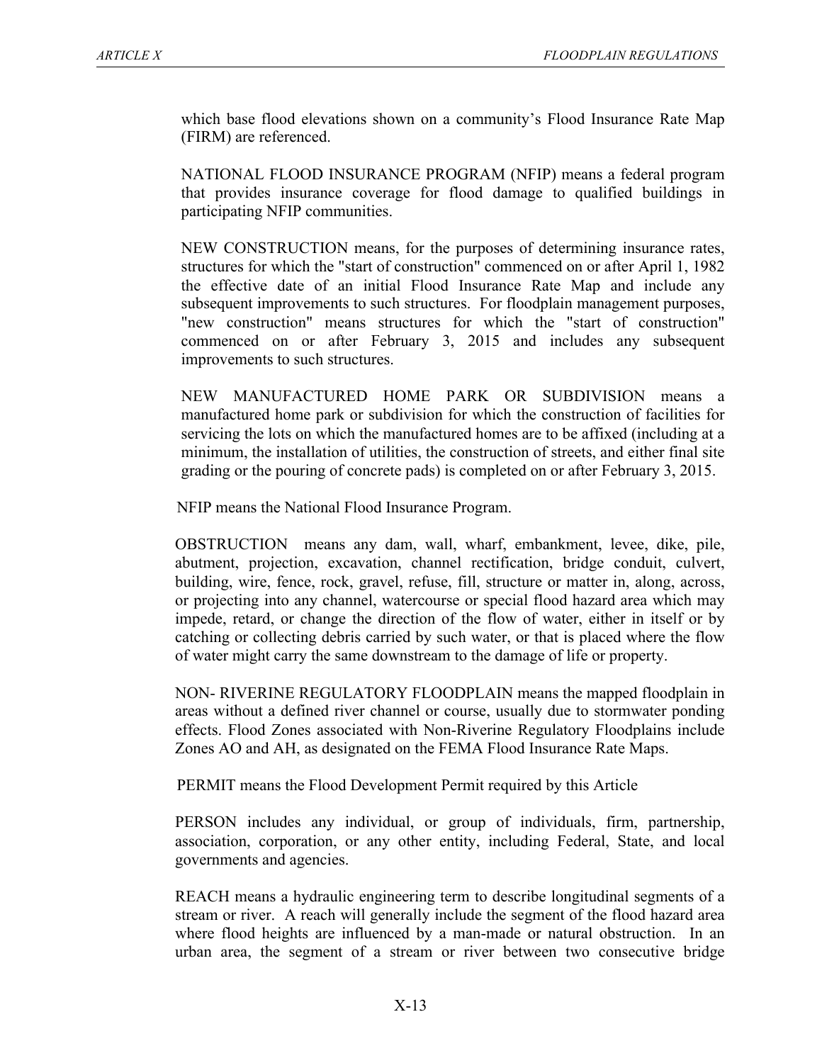which base flood elevations shown on a community's Flood Insurance Rate Map (FIRM) are referenced.

NATIONAL FLOOD INSURANCE PROGRAM (NFIP) means a federal program that provides insurance coverage for flood damage to qualified buildings in participating NFIP communities.

NEW CONSTRUCTION means, for the purposes of determining insurance rates, structures for which the "start of construction" commenced on or after April 1, 1982 the effective date of an initial Flood Insurance Rate Map and include any subsequent improvements to such structures. For floodplain management purposes, "new construction" means structures for which the "start of construction" commenced on or after February 3, 2015 and includes any subsequent improvements to such structures.

NEW MANUFACTURED HOME PARK OR SUBDIVISION means a manufactured home park or subdivision for which the construction of facilities for servicing the lots on which the manufactured homes are to be affixed (including at a minimum, the installation of utilities, the construction of streets, and either final site grading or the pouring of concrete pads) is completed on or after February 3, 2015.

NFIP means the National Flood Insurance Program.

OBSTRUCTION means any dam, wall, wharf, embankment, levee, dike, pile, abutment, projection, excavation, channel rectification, bridge conduit, culvert, building, wire, fence, rock, gravel, refuse, fill, structure or matter in, along, across, or projecting into any channel, watercourse or special flood hazard area which may impede, retard, or change the direction of the flow of water, either in itself or by catching or collecting debris carried by such water, or that is placed where the flow of water might carry the same downstream to the damage of life or property.

NON- RIVERINE REGULATORY FLOODPLAIN means the mapped floodplain in areas without a defined river channel or course, usually due to stormwater ponding effects. Flood Zones associated with Non-Riverine Regulatory Floodplains include Zones AO and AH, as designated on the FEMA Flood Insurance Rate Maps.

PERMIT means the Flood Development Permit required by this Article

PERSON includes any individual, or group of individuals, firm, partnership, association, corporation, or any other entity, including Federal, State, and local governments and agencies.

REACH means a hydraulic engineering term to describe longitudinal segments of a stream or river. A reach will generally include the segment of the flood hazard area where flood heights are influenced by a man-made or natural obstruction. In an urban area, the segment of a stream or river between two consecutive bridge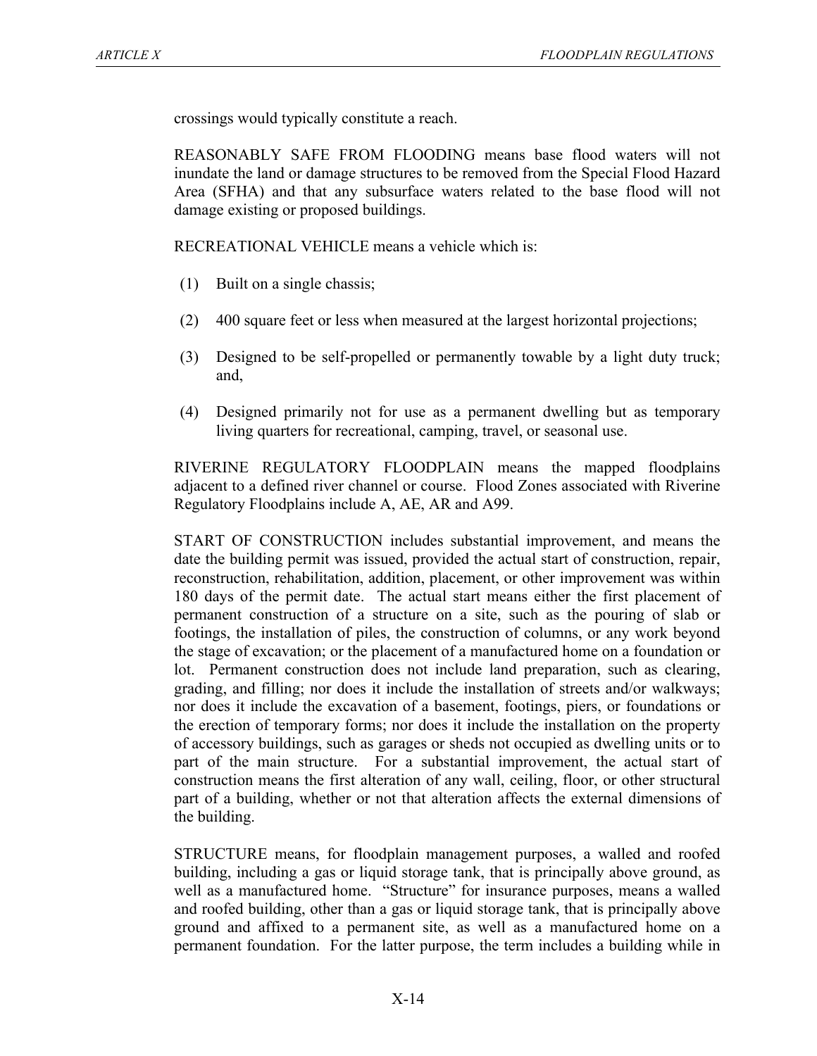crossings would typically constitute a reach.

REASONABLY SAFE FROM FLOODING means base flood waters will not inundate the land or damage structures to be removed from the Special Flood Hazard Area (SFHA) and that any subsurface waters related to the base flood will not damage existing or proposed buildings.

RECREATIONAL VEHICLE means a vehicle which is:

(1) Built on a single chassis;

(2) 400 square feet or less when measured at the largest horizontal projections;

(3) Designed to be self-propelled or permanently towable by a light duty truck; and,

(4) Designed primarily not for use as a permanent dwelling but as temporary living quarters for recreational, camping, travel, or seasonal use.

RIVERINE REGULATORY FLOODPLAIN means the mapped floodplains adjacent to a defined river channel or course. Flood Zones associated with Riverine Regulatory Floodplains include A, AE, AR and A99.

START OF CONSTRUCTION includes substantial improvement, and means the date the building permit was issued, provided the actual start of construction, repair, reconstruction, rehabilitation, addition, placement, or other improvement was within 180 days of the permit date. The actual start means either the first placement of permanent construction of a structure on a site, such as the pouring of slab or footings, the installation of piles, the construction of columns, or any work beyond the stage of excavation; or the placement of a manufactured home on a foundation or lot. Permanent construction does not include land preparation, such as clearing, grading, and filling; nor does it include the installation of streets and/or walkways; nor does it include the excavation of a basement, footings, piers, or foundations or the erection of temporary forms; nor does it include the installation on the property of accessory buildings, such as garages or sheds not occupied as dwelling units or to part of the main structure. For a substantial improvement, the actual start of construction means the first alteration of any wall, ceiling, floor, or other structural part of a building, whether or not that alteration affects the external dimensions of the building.

STRUCTURE means, for floodplain management purposes, a walled and roofed building, including a gas or liquid storage tank, that is principally above ground, as well as a manufactured home. "Structure" for insurance purposes, means a walled and roofed building, other than a gas or liquid storage tank, that is principally above ground and affixed to a permanent site, as well as a manufactured home on a permanent foundation. For the latter purpose, the term includes a building while in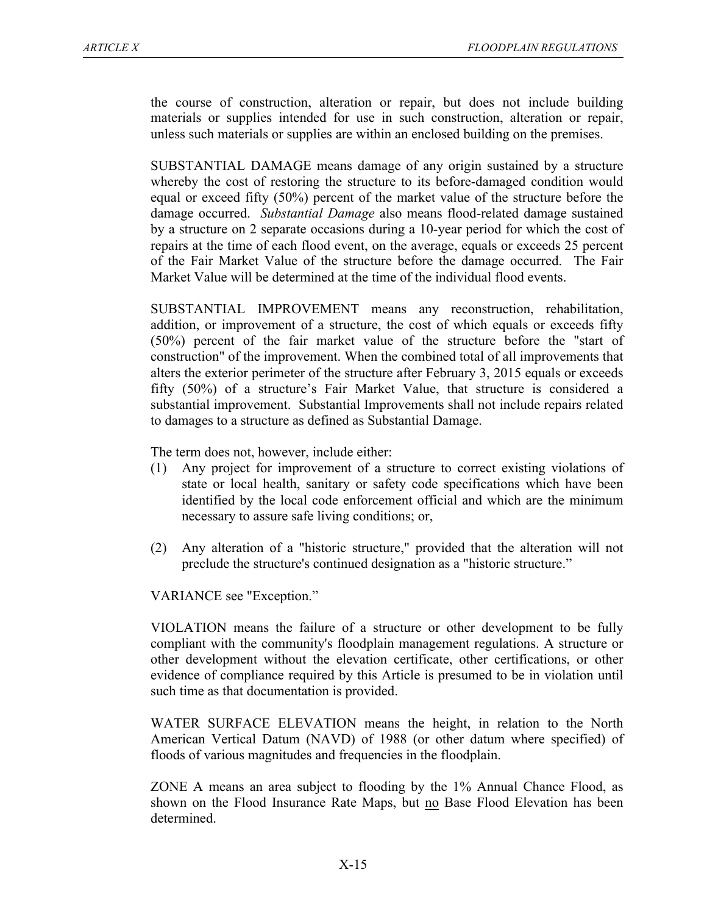the course of construction, alteration or repair, but does not include building materials or supplies intended for use in such construction, alteration or repair, unless such materials or supplies are within an enclosed building on the premises.

SUBSTANTIAL DAMAGE means damage of any origin sustained by a structure whereby the cost of restoring the structure to its before-damaged condition would equal or exceed fifty (50%) percent of the market value of the structure before the damage occurred. *Substantial Damage* also means flood-related damage sustained by a structure on 2 separate occasions during a 10-year period for which the cost of repairs at the time of each flood event, on the average, equals or exceeds 25 percent of the Fair Market Value of the structure before the damage occurred. The Fair Market Value will be determined at the time of the individual flood events.

SUBSTANTIAL IMPROVEMENT means any reconstruction, rehabilitation, addition, or improvement of a structure, the cost of which equals or exceeds fifty (50%) percent of the fair market value of the structure before the "start of construction" of the improvement. When the combined total of all improvements that alters the exterior perimeter of the structure after February 3, 2015 equals or exceeds fifty (50%) of a structure's Fair Market Value, that structure is considered a substantial improvement. Substantial Improvements shall not include repairs related to damages to a structure as defined as Substantial Damage.

The term does not, however, include either:

(1) Any project for improvement of a structure to correct existing violations of state or local health, sanitary or safety code specifications which have been identified by the local code enforcement official and which are the minimum necessary to assure safe living conditions; or,

(2) Any alteration of a "historic structure," provided that the alteration will not preclude the structure's continued designation as a "historic structure."

VARIANCE see "Exception."

VIOLATION means the failure of a structure or other development to be fully compliant with the community's floodplain management regulations. A structure or other development without the elevation certificate, other certifications, or other evidence of compliance required by this Article is presumed to be in violation until such time as that documentation is provided.

WATER SURFACE ELEVATION means the height, in relation to the North American Vertical Datum (NAVD) of 1988 (or other datum where specified) of floods of various magnitudes and frequencies in the floodplain.

ZONE A means an area subject to flooding by the 1% Annual Chance Flood, as shown on the Flood Insurance Rate Maps, but <u>no</u> Base Flood Elevation has been determined.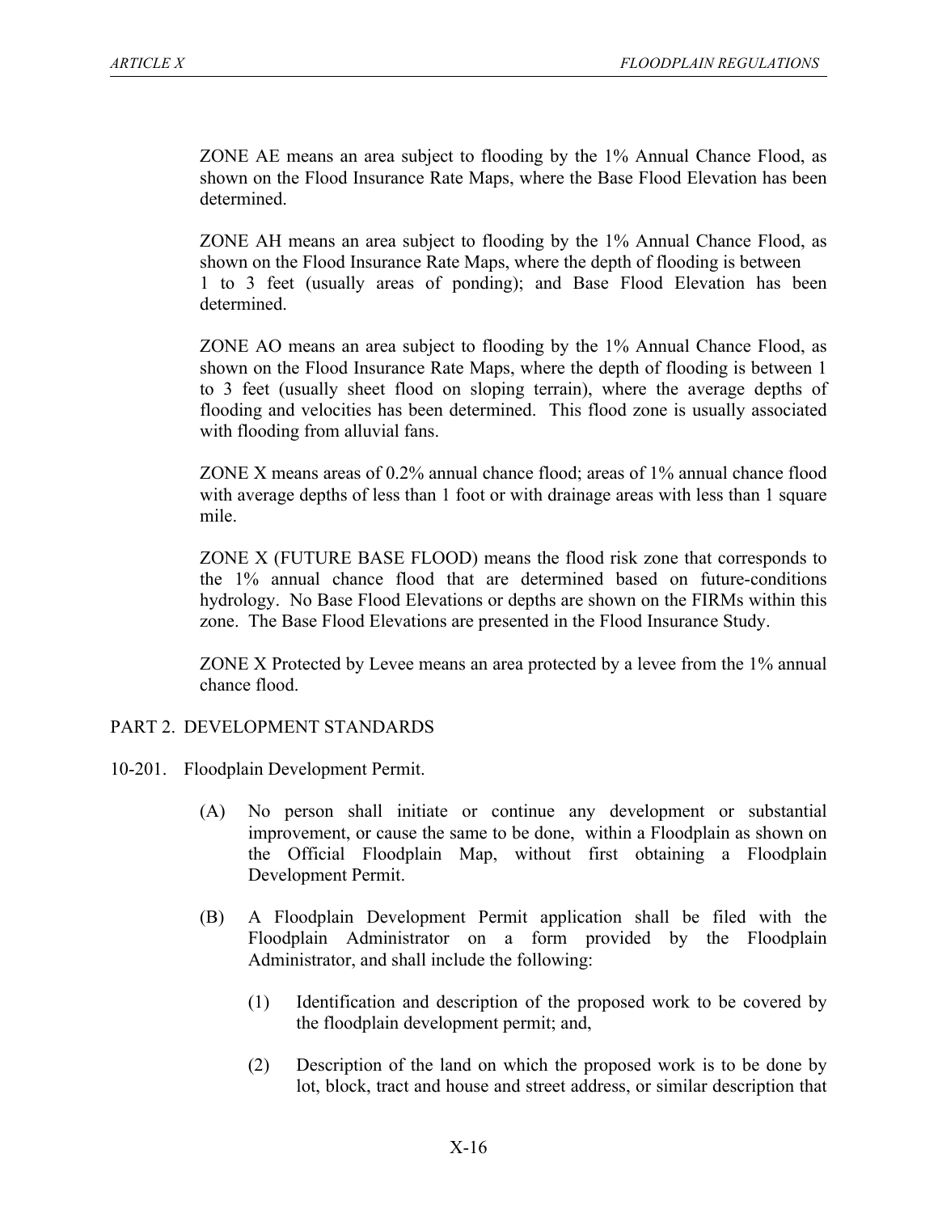ZONE AE means an area subject to flooding by the 1% Annual Chance Flood, as shown on the Flood Insurance Rate Maps, where the Base Flood Elevation has been determined.

ZONE AH means an area subject to flooding by the 1% Annual Chance Flood, as shown on the Flood Insurance Rate Maps, where the depth of flooding is between 1 to 3 feet (usually areas of ponding); and Base Flood Elevation has been determined.

ZONE AO means an area subject to flooding by the 1% Annual Chance Flood, as shown on the Flood Insurance Rate Maps, where the depth of flooding is between 1 to 3 feet (usually sheet flood on sloping terrain), where the average depths of flooding and velocities has been determined. This flood zone is usually associated with flooding from alluvial fans.

ZONE X means areas of 0.2% annual chance flood; areas of 1% annual chance flood with average depths of less than 1 foot or with drainage areas with less than 1 square mile.

ZONE X (FUTURE BASE FLOOD) means the flood risk zone that corresponds to the 1% annual chance flood that are determined based on future-conditions hydrology. No Base Flood Elevations or depths are shown on the FIRMs within this zone. The Base Flood Elevations are presented in the Flood Insurance Study.

ZONE X Protected by Levee means an area protected by a levee from the 1% annual chance flood.

## PART 2. DEVELOPMENT STANDARDS

### 10-201. Floodplain Development Permit.

(A) No person shall initiate or continue any development or substantial improvement, or cause the same to be done, within a Floodplain as shown on the Official Floodplain Map, without first obtaining a Floodplain Development Permit.

(B) A Floodplain Development Permit application shall be filed with the Floodplain Administrator on a form provided by the Floodplain Administrator, and shall include the following:

(1) Identification and description of the proposed work to be covered by the floodplain development permit; and,

(2) Description of the land on which the proposed work is to be done by lot, block, tract and house and street address, or similar description that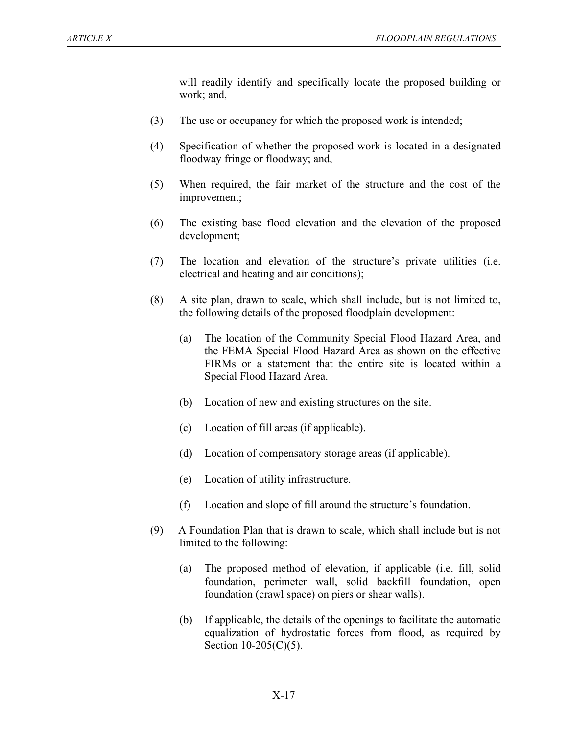will readily identify and specifically locate the proposed building or work; and,

(3) The use or occupancy for which the proposed work is intended;

(4) Specification of whether the proposed work is located in a designated floodway fringe or floodway; and,

(5) When required, the fair market of the structure and the cost of the improvement;

(6) The existing base flood elevation and the elevation of the proposed development;

(7) The location and elevation of the structure's private utilities (i.e. electrical and heating and air conditions);

(8) A site plan, drawn to scale, which shall include, but is not limited to, the following details of the proposed floodplain development:

   (a) The location of the Community Special Flood Hazard Area, and the FEMA Special Flood Hazard Area as shown on the effective FIRMs or a statement that the entire site is located within a Special Flood Hazard Area.

   (b) Location of new and existing structures on the site.

   (c) Location of fill areas (if applicable).

   (d) Location of compensatory storage areas (if applicable).

   (e) Location of utility infrastructure.

   (f) Location and slope of fill around the structure's foundation.

(9) A Foundation Plan that is drawn to scale, which shall include but is not limited to the following:

   (a) The proposed method of elevation, if applicable (i.e. fill, solid foundation, perimeter wall, solid backfill foundation, open foundation (crawl space) on piers or shear walls).

   (b) If applicable, the details of the openings to facilitate the automatic equalization of hydrostatic forces from flood, as required by Section 10-205(C)(5).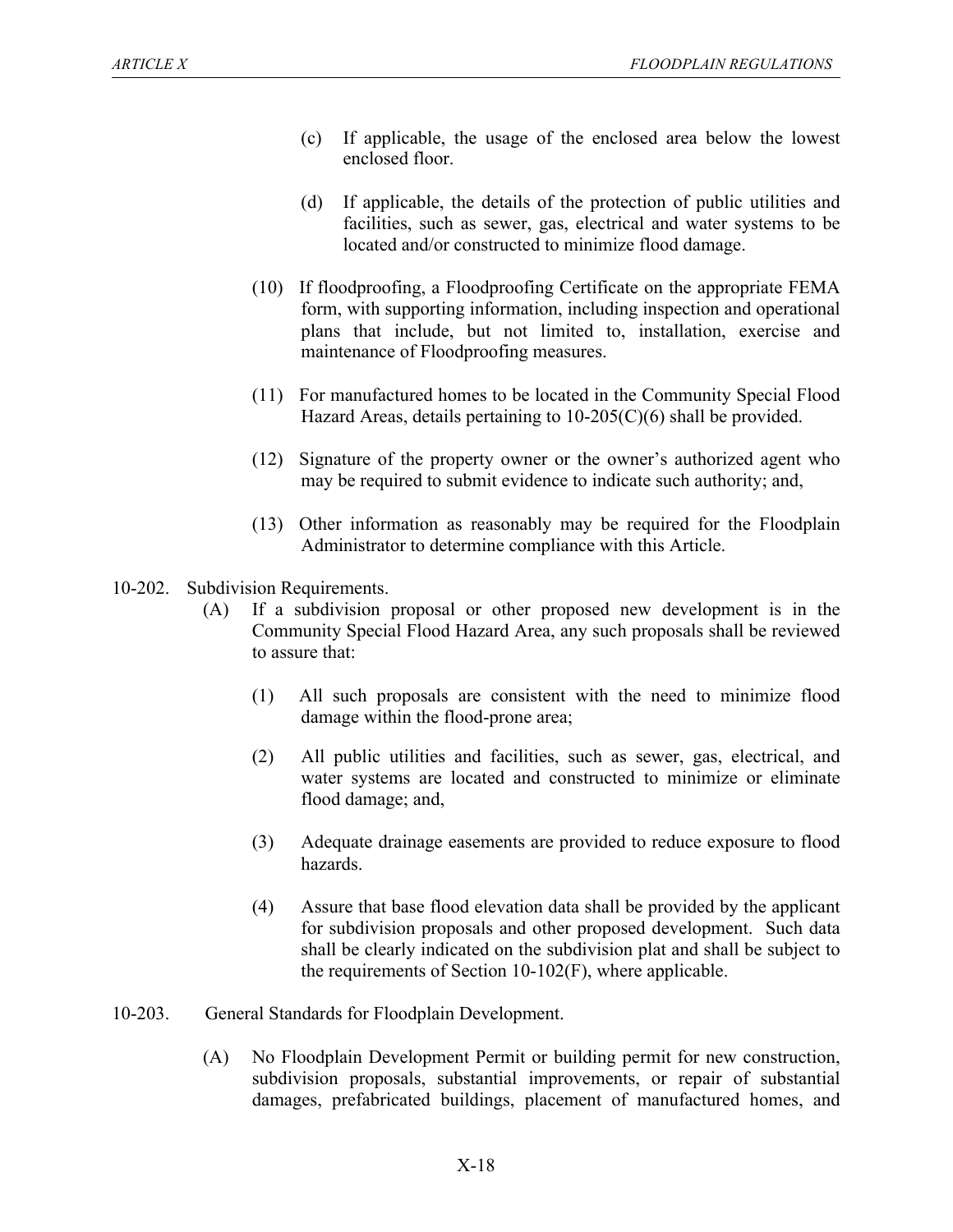(c) If applicable, the usage of the enclosed area below the lowest enclosed floor.

(d) If applicable, the details of the protection of public utilities and facilities, such as sewer, gas, electrical and water systems to be located and/or constructed to minimize flood damage.

(10) If floodproofing, a Floodproofing Certificate on the appropriate FEMA form, with supporting information, including inspection and operational plans that include, but not limited to, installation, exercise and maintenance of Floodproofing measures.

(11) For manufactured homes to be located in the Community Special Flood Hazard Areas, details pertaining to 10-205(C)(6) shall be provided.

(12) Signature of the property owner or the owner's authorized agent who may be required to submit evidence to indicate such authority; and,

(13) Other information as reasonably may be required for the Floodplain Administrator to determine compliance with this Article.

10-202. Subdivision Requirements.

(A) If a subdivision proposal or other proposed new development is in the Community Special Flood Hazard Area, any such proposals shall be reviewed to assure that:

(1) All such proposals are consistent with the need to minimize flood damage within the flood-prone area;

(2) All public utilities and facilities, such as sewer, gas, electrical, and water systems are located and constructed to minimize or eliminate flood damage; and,

(3) Adequate drainage easements are provided to reduce exposure to flood hazards.

(4) Assure that base flood elevation data shall be provided by the applicant for subdivision proposals and other proposed development. Such data shall be clearly indicated on the subdivision plat and shall be subject to the requirements of Section 10-102(F), where applicable.

10-203. General Standards for Floodplain Development.

(A) No Floodplain Development Permit or building permit for new construction, subdivision proposals, substantial improvements, or repair of substantial damages, prefabricated buildings, placement of manufactured homes, and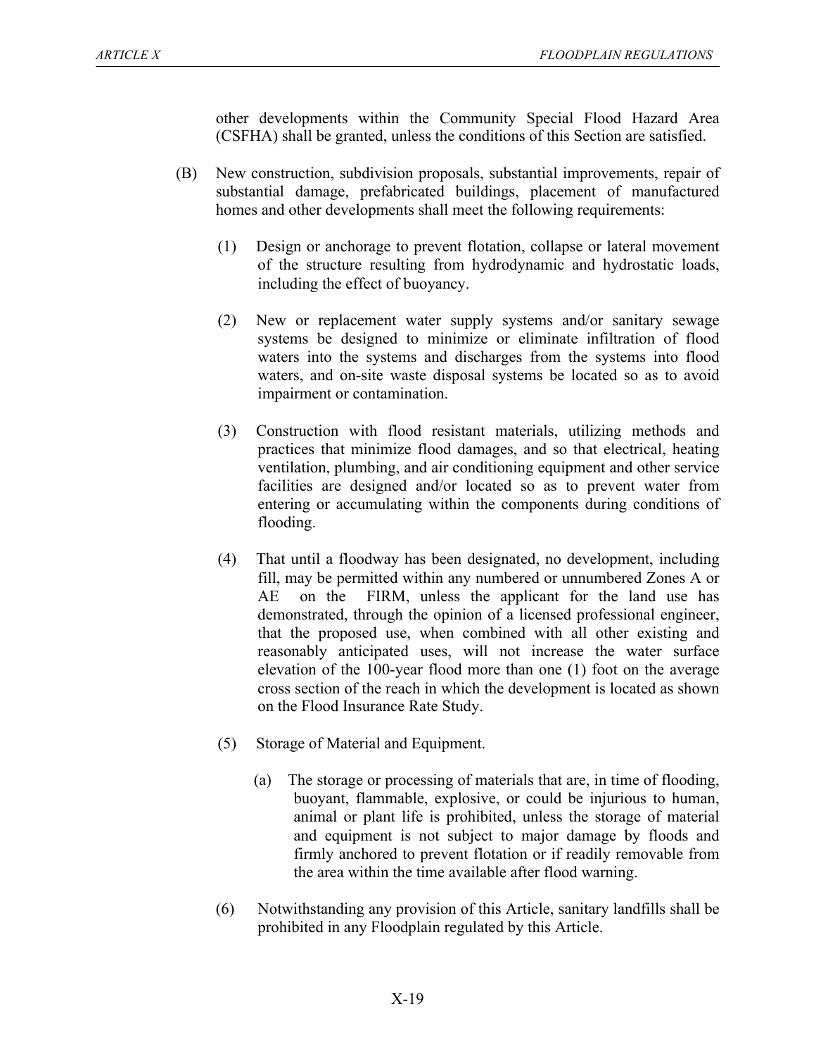other developments within the Community Special Flood Hazard Area (CSFHA) shall be granted, unless the conditions of this Section are satisfied.

(B) New construction, subdivision proposals, substantial improvements, repair of substantial damage, prefabricated buildings, placement of manufactured homes and other developments shall meet the following requirements:

(1) Design or anchorage to prevent flotation, collapse or lateral movement of the structure resulting from hydrodynamic and hydrostatic loads, including the effect of buoyancy.

(2) New or replacement water supply systems and/or sanitary sewage systems be designed to minimize or eliminate infiltration of flood waters into the systems and discharges from the systems into flood waters, and on-site waste disposal systems be located so as to avoid impairment or contamination.

(3) Construction with flood resistant materials, utilizing methods and practices that minimize flood damages, and so that electrical, heating ventilation, plumbing, and air conditioning equipment and other service facilities are designed and/or located so as to prevent water from entering or accumulating within the components during conditions of flooding.

(4) That until a floodway has been designated, no development, including fill, may be permitted within any numbered or unnumbered Zones A or AE on the FIRM, unless the applicant for the land use has demonstrated, through the opinion of a licensed professional engineer, that the proposed use, when combined with all other existing and reasonably anticipated uses, will not increase the water surface elevation of the 100-year flood more than one (1) foot on the average cross section of the reach in which the development is located as shown on the Flood Insurance Rate Study.

(5) Storage of Material and Equipment.

(a) The storage or processing of materials that are, in time of flooding, buoyant, flammable, explosive, or could be injurious to human, animal or plant life is prohibited, unless the storage of material and equipment is not subject to major damage by floods and firmly anchored to prevent flotation or if readily removable from the area within the time available after flood warning.

(6) Notwithstanding any provision of this Article, sanitary landfills shall be prohibited in any Floodplain regulated by this Article.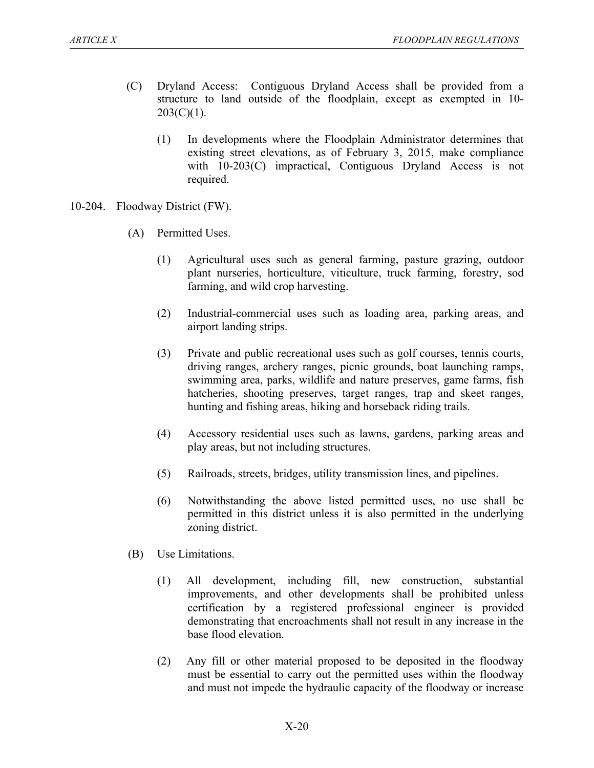(C) Dryland Access: Contiguous Dryland Access shall be provided from a structure to land outside of the floodplain, except as exempted in 10-203(C)(1).

(1) In developments where the Floodplain Administrator determines that existing street elevations, as of February 3, 2015, make compliance with 10-203(C) impractical, Contiguous Dryland Access is not required.

10-204. Floodway District (FW).

(A) Permitted Uses.

(1) Agricultural uses such as general farming, pasture grazing, outdoor plant nurseries, horticulture, viticulture, truck farming, forestry, sod farming, and wild crop harvesting.

(2) Industrial-commercial uses such as loading area, parking areas, and airport landing strips.

(3) Private and public recreational uses such as golf courses, tennis courts, driving ranges, archery ranges, picnic grounds, boat launching ramps, swimming area, parks, wildlife and nature preserves, game farms, fish hatcheries, shooting preserves, target ranges, trap and skeet ranges, hunting and fishing areas, hiking and horseback riding trails.

(4) Accessory residential uses such as lawns, gardens, parking areas and play areas, but not including structures.

(5) Railroads, streets, bridges, utility transmission lines, and pipelines.

(6) Notwithstanding the above listed permitted uses, no use shall be permitted in this district unless it is also permitted in the underlying zoning district.

(B) Use Limitations.

(1) All development, including fill, new construction, substantial improvements, and other developments shall be prohibited unless certification by a registered professional engineer is provided demonstrating that encroachments shall not result in any increase in the base flood elevation.

(2) Any fill or other material proposed to be deposited in the floodway must be essential to carry out the permitted uses within the floodway and must not impede the hydraulic capacity of the floodway or increase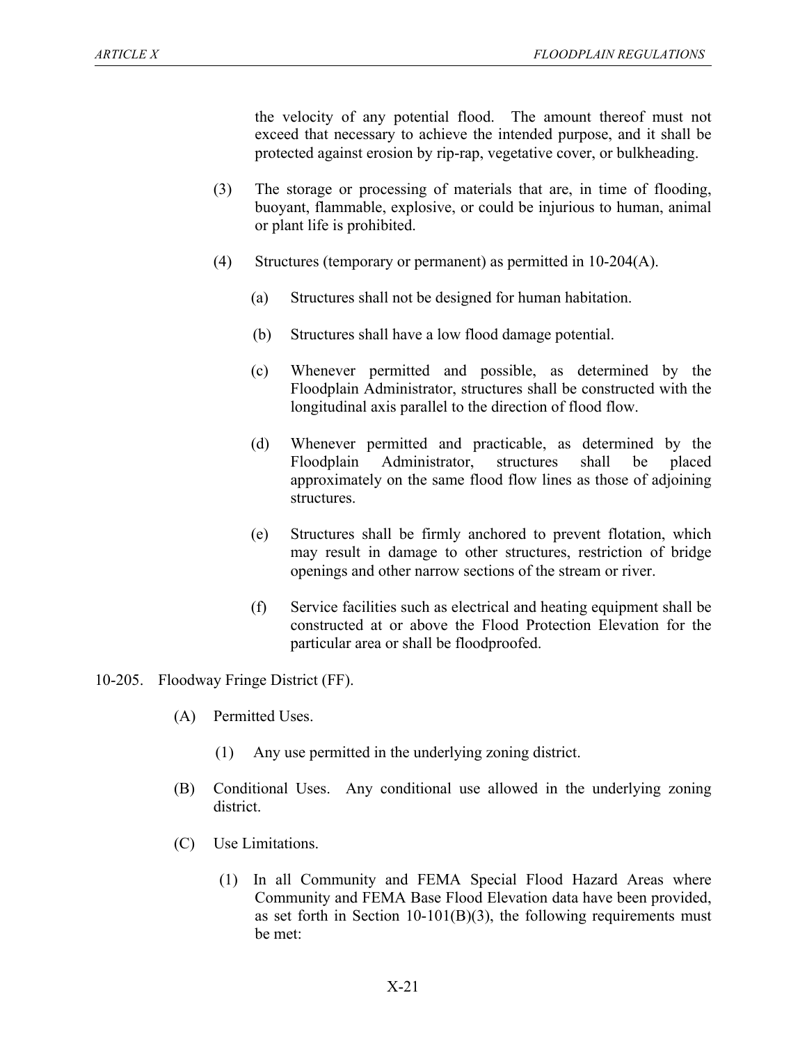the velocity of any potential flood. The amount thereof must not exceed that necessary to achieve the intended purpose, and it shall be protected against erosion by rip-rap, vegetative cover, or bulkheading.

(3) The storage or processing of materials that are, in time of flooding, buoyant, flammable, explosive, or could be injurious to human, animal or plant life is prohibited.

(4) Structures (temporary or permanent) as permitted in 10-204(A).

(a) Structures shall not be designed for human habitation.

(b) Structures shall have a low flood damage potential.

(c) Whenever permitted and possible, as determined by the Floodplain Administrator, structures shall be constructed with the longitudinal axis parallel to the direction of flood flow.

(d) Whenever permitted and practicable, as determined by the Floodplain Administrator, structures shall be placed approximately on the same flood flow lines as those of adjoining structures.

(e) Structures shall be firmly anchored to prevent flotation, which may result in damage to other structures, restriction of bridge openings and other narrow sections of the stream or river.

(f) Service facilities such as electrical and heating equipment shall be constructed at or above the Flood Protection Elevation for the particular area or shall be floodproofed.

## 10-205. Floodway Fringe District (FF).

(A) Permitted Uses.

(1) Any use permitted in the underlying zoning district.

(B) Conditional Uses. Any conditional use allowed in the underlying zoning district.

(C) Use Limitations.

(1) In all Community and FEMA Special Flood Hazard Areas where Community and FEMA Base Flood Elevation data have been provided, as set forth in Section 10-101(B)(3), the following requirements must be met: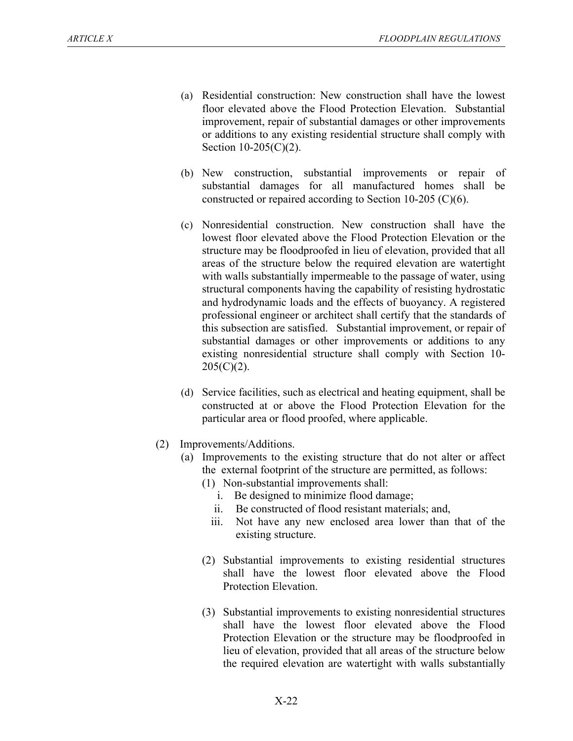(a) Residential construction: New construction shall have the lowest floor elevated above the Flood Protection Elevation. Substantial improvement, repair of substantial damages or other improvements or additions to any existing residential structure shall comply with Section 10-205(C)(2).

(b) New construction, substantial improvements or repair of substantial damages for all manufactured homes shall be constructed or repaired according to Section 10-205 (C)(6).

(c) Nonresidential construction. New construction shall have the lowest floor elevated above the Flood Protection Elevation or the structure may be floodproofed in lieu of elevation, provided that all areas of the structure below the required elevation are watertight with walls substantially impermeable to the passage of water, using structural components having the capability of resisting hydrostatic and hydrodynamic loads and the effects of buoyancy. A registered professional engineer or architect shall certify that the standards of this subsection are satisfied. Substantial improvement, or repair of substantial damages or other improvements or additions to any existing nonresidential structure shall comply with Section 10-205(C)(2).

(d) Service facilities, such as electrical and heating equipment, shall be constructed at or above the Flood Protection Elevation for the particular area or flood proofed, where applicable.

(2) Improvements/Additions.

(a) Improvements to the existing structure that do not alter or affect the external footprint of the structure are permitted, as follows:

(1) Non-substantial improvements shall:

i. Be designed to minimize flood damage;

ii. Be constructed of flood resistant materials; and,

iii. Not have any new enclosed area lower than that of the existing structure.

(2) Substantial improvements to existing residential structures shall have the lowest floor elevated above the Flood Protection Elevation.

(3) Substantial improvements to existing nonresidential structures shall have the lowest floor elevated above the Flood Protection Elevation or the structure may be floodproofed in lieu of elevation, provided that all areas of the structure below the required elevation are watertight with walls substantially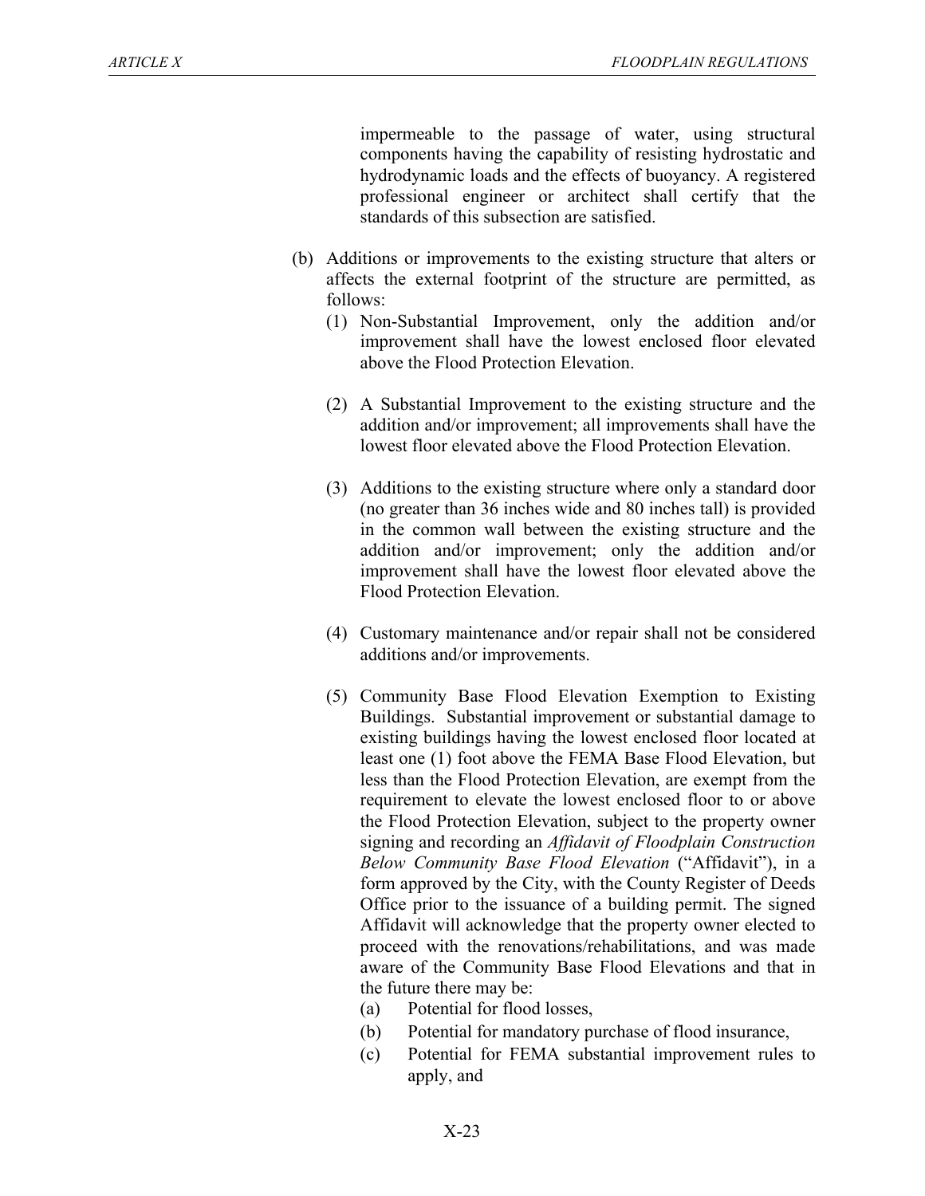impermeable to the passage of water, using structural components having the capability of resisting hydrostatic and hydrodynamic loads and the effects of buoyancy. A registered professional engineer or architect shall certify that the standards of this subsection are satisfied.

(b) Additions or improvements to the existing structure that alters or affects the external footprint of the structure are permitted, as follows:

(1) Non-Substantial Improvement, only the addition and/or improvement shall have the lowest enclosed floor elevated above the Flood Protection Elevation.

(2) A Substantial Improvement to the existing structure and the addition and/or improvement; all improvements shall have the lowest floor elevated above the Flood Protection Elevation.

(3) Additions to the existing structure where only a standard door (no greater than 36 inches wide and 80 inches tall) is provided in the common wall between the existing structure and the addition and/or improvement; only the addition and/or improvement shall have the lowest floor elevated above the Flood Protection Elevation.

(4) Customary maintenance and/or repair shall not be considered additions and/or improvements.

(5) Community Base Flood Elevation Exemption to Existing Buildings. Substantial improvement or substantial damage to existing buildings having the lowest enclosed floor located at least one (1) foot above the FEMA Base Flood Elevation, but less than the Flood Protection Elevation, are exempt from the requirement to elevate the lowest enclosed floor to or above the Flood Protection Elevation, subject to the property owner signing and recording an *Affidavit of Floodplain Construction Below Community Base Flood Elevation* ("Affidavit"), in a form approved by the City, with the County Register of Deeds Office prior to the issuance of a building permit. The signed Affidavit will acknowledge that the property owner elected to proceed with the renovations/rehabilitations, and was made aware of the Community Base Flood Elevations and that in the future there may be:

(a) Potential for flood losses,

(b) Potential for mandatory purchase of flood insurance,

(c) Potential for FEMA substantial improvement rules to apply, and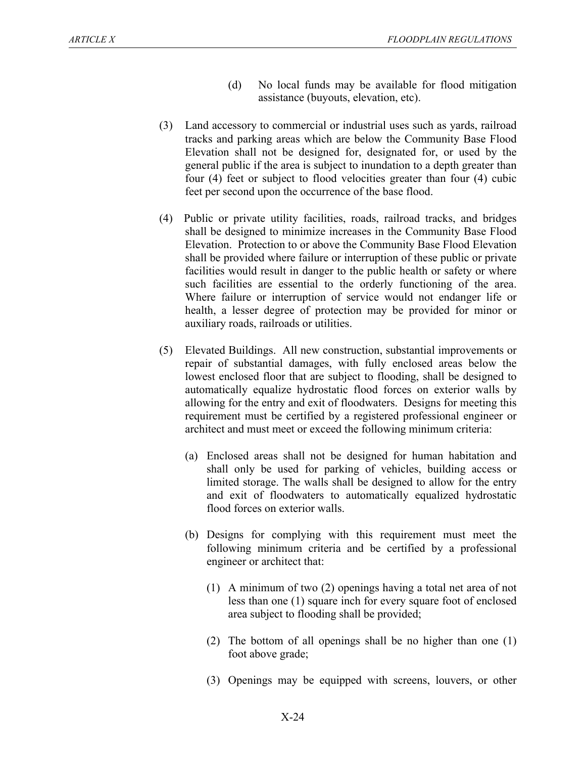(d) No local funds may be available for flood mitigation assistance (buyouts, elevation, etc).

(3) Land accessory to commercial or industrial uses such as yards, railroad tracks and parking areas which are below the Community Base Flood Elevation shall not be designed for, designated for, or used by the general public if the area is subject to inundation to a depth greater than four (4) feet or subject to flood velocities greater than four (4) cubic feet per second upon the occurrence of the base flood.

(4) Public or private utility facilities, roads, railroad tracks, and bridges shall be designed to minimize increases in the Community Base Flood Elevation. Protection to or above the Community Base Flood Elevation shall be provided where failure or interruption of these public or private facilities would result in danger to the public health or safety or where such facilities are essential to the orderly functioning of the area. Where failure or interruption of service would not endanger life or health, a lesser degree of protection may be provided for minor or auxiliary roads, railroads or utilities.

(5) Elevated Buildings. All new construction, substantial improvements or repair of substantial damages, with fully enclosed areas below the lowest enclosed floor that are subject to flooding, shall be designed to automatically equalize hydrostatic flood forces on exterior walls by allowing for the entry and exit of floodwaters. Designs for meeting this requirement must be certified by a registered professional engineer or architect and must meet or exceed the following minimum criteria:

(a) Enclosed areas shall not be designed for human habitation and shall only be used for parking of vehicles, building access or limited storage. The walls shall be designed to allow for the entry and exit of floodwaters to automatically equalized hydrostatic flood forces on exterior walls.

(b) Designs for complying with this requirement must meet the following minimum criteria and be certified by a professional engineer or architect that:

(1) A minimum of two (2) openings having a total net area of not less than one (1) square inch for every square foot of enclosed area subject to flooding shall be provided;

(2) The bottom of all openings shall be no higher than one (1) foot above grade;

(3) Openings may be equipped with screens, louvers, or other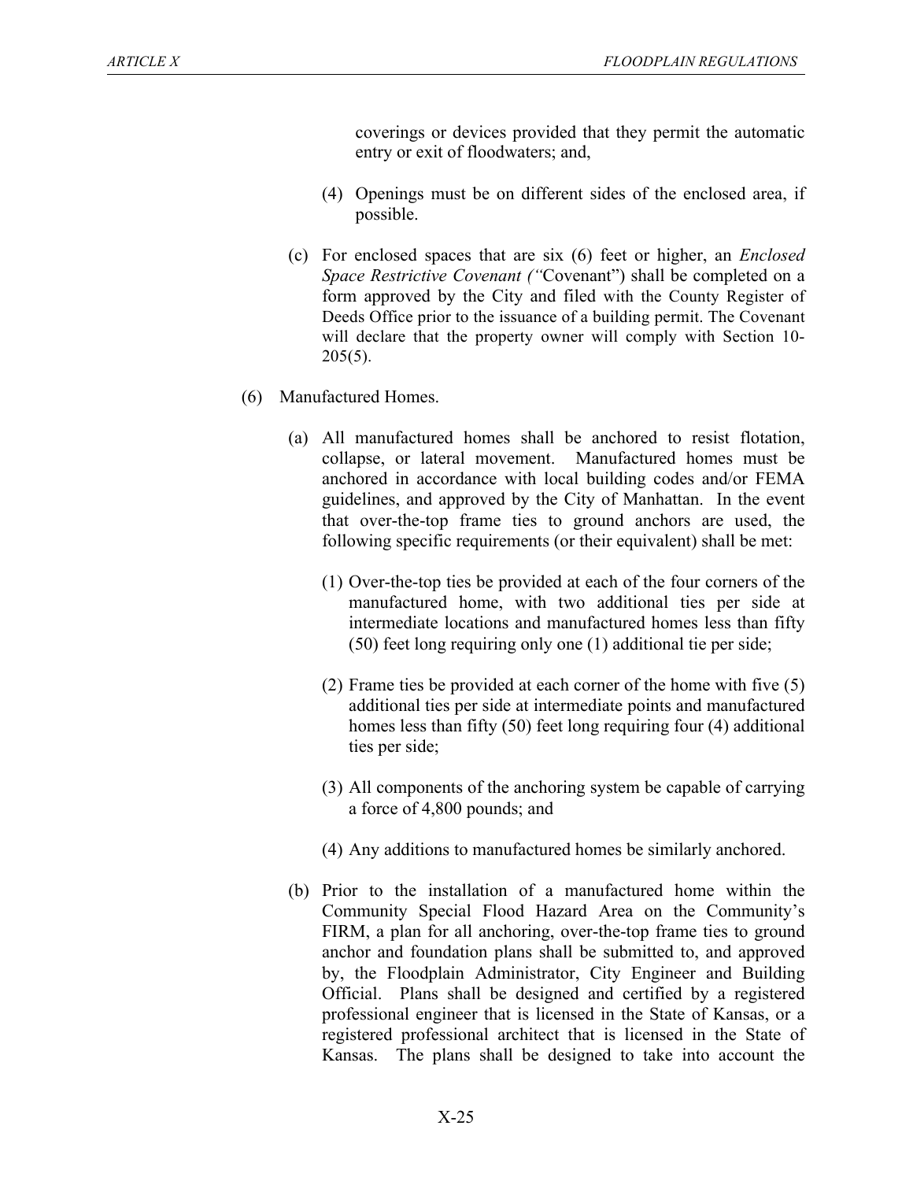coverings or devices provided that they permit the automatic entry or exit of floodwaters; and,

(4) Openings must be on different sides of the enclosed area, if possible.

(c) For enclosed spaces that are six (6) feet or higher, an *Enclosed Space Restrictive Covenant ("*Covenant") shall be completed on a form approved by the City and filed with the County Register of Deeds Office prior to the issuance of a building permit. The Covenant will declare that the property owner will comply with Section 10-205(5).

(6) Manufactured Homes.

(a) All manufactured homes shall be anchored to resist flotation, collapse, or lateral movement. Manufactured homes must be anchored in accordance with local building codes and/or FEMA guidelines, and approved by the City of Manhattan. In the event that over-the-top frame ties to ground anchors are used, the following specific requirements (or their equivalent) shall be met:

(1) Over-the-top ties be provided at each of the four corners of the manufactured home, with two additional ties per side at intermediate locations and manufactured homes less than fifty (50) feet long requiring only one (1) additional tie per side;

(2) Frame ties be provided at each corner of the home with five (5) additional ties per side at intermediate points and manufactured homes less than fifty (50) feet long requiring four (4) additional ties per side;

(3) All components of the anchoring system be capable of carrying a force of 4,800 pounds; and

(4) Any additions to manufactured homes be similarly anchored.

(b) Prior to the installation of a manufactured home within the Community Special Flood Hazard Area on the Community's FIRM, a plan for all anchoring, over-the-top frame ties to ground anchor and foundation plans shall be submitted to, and approved by, the Floodplain Administrator, City Engineer and Building Official. Plans shall be designed and certified by a registered professional engineer that is licensed in the State of Kansas, or a registered professional architect that is licensed in the State of Kansas. The plans shall be designed to take into account the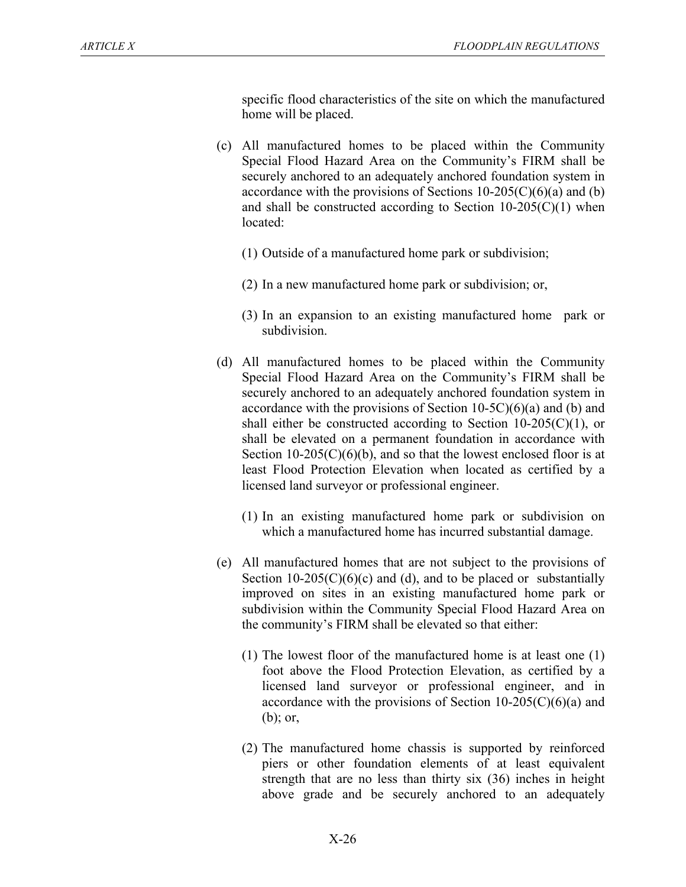specific flood characteristics of the site on which the manufactured home will be placed.

(c) All manufactured homes to be placed within the Community Special Flood Hazard Area on the Community's FIRM shall be securely anchored to an adequately anchored foundation system in accordance with the provisions of Sections 10-205(C)(6)(a) and (b) and shall be constructed according to Section 10-205(C)(1) when located:

(1) Outside of a manufactured home park or subdivision;

(2) In a new manufactured home park or subdivision; or,

(3) In an expansion to an existing manufactured home park or subdivision.

(d) All manufactured homes to be placed within the Community Special Flood Hazard Area on the Community's FIRM shall be securely anchored to an adequately anchored foundation system in accordance with the provisions of Section 10-5C)(6)(a) and (b) and shall either be constructed according to Section 10-205(C)(1), or shall be elevated on a permanent foundation in accordance with Section 10-205(C)(6)(b), and so that the lowest enclosed floor is at least Flood Protection Elevation when located as certified by a licensed land surveyor or professional engineer.

(1) In an existing manufactured home park or subdivision on which a manufactured home has incurred substantial damage.

(e) All manufactured homes that are not subject to the provisions of Section 10-205(C)(6)(c) and (d), and to be placed or substantially improved on sites in an existing manufactured home park or subdivision within the Community Special Flood Hazard Area on the community's FIRM shall be elevated so that either:

(1) The lowest floor of the manufactured home is at least one (1) foot above the Flood Protection Elevation, as certified by a licensed land surveyor or professional engineer, and in accordance with the provisions of Section 10-205(C)(6)(a) and (b); or,

(2) The manufactured home chassis is supported by reinforced piers or other foundation elements of at least equivalent strength that are no less than thirty six (36) inches in height above grade and be securely anchored to an adequately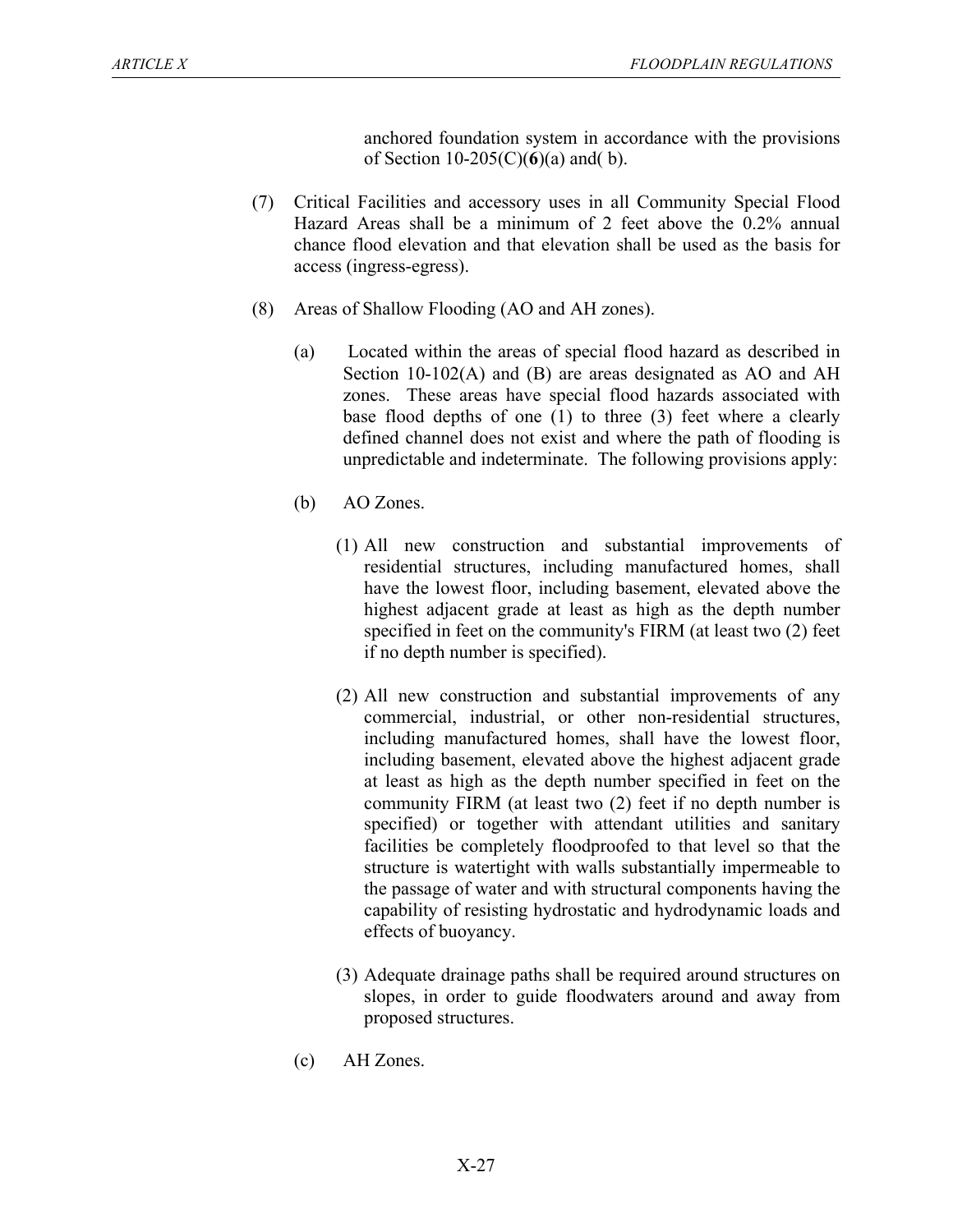anchored foundation system in accordance with the provisions of Section 10-205(C)(**6**)(a) and( b).

(7) Critical Facilities and accessory uses in all Community Special Flood Hazard Areas shall be a minimum of 2 feet above the 0.2% annual chance flood elevation and that elevation shall be used as the basis for access (ingress-egress).

(8) Areas of Shallow Flooding (AO and AH zones).

(a) Located within the areas of special flood hazard as described in Section 10-102(A) and (B) are areas designated as AO and AH zones. These areas have special flood hazards associated with base flood depths of one (1) to three (3) feet where a clearly defined channel does not exist and where the path of flooding is unpredictable and indeterminate. The following provisions apply:

(b) AO Zones.

(1) All new construction and substantial improvements of residential structures, including manufactured homes, shall have the lowest floor, including basement, elevated above the highest adjacent grade at least as high as the depth number specified in feet on the community's FIRM (at least two (2) feet if no depth number is specified).

(2) All new construction and substantial improvements of any commercial, industrial, or other non-residential structures, including manufactured homes, shall have the lowest floor, including basement, elevated above the highest adjacent grade at least as high as the depth number specified in feet on the community FIRM (at least two (2) feet if no depth number is specified) or together with attendant utilities and sanitary facilities be completely floodproofed to that level so that the structure is watertight with walls substantially impermeable to the passage of water and with structural components having the capability of resisting hydrostatic and hydrodynamic loads and effects of buoyancy.

(3) Adequate drainage paths shall be required around structures on slopes, in order to guide floodwaters around and away from proposed structures.

(c) AH Zones.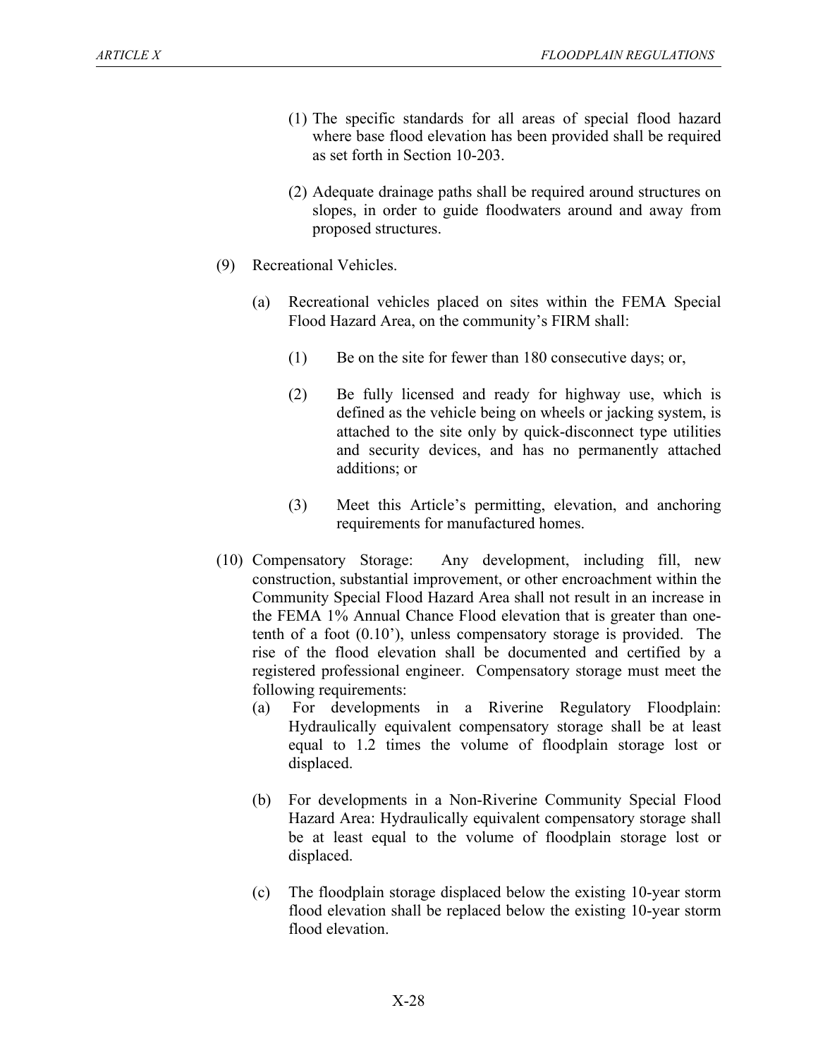(1) The specific standards for all areas of special flood hazard where base flood elevation has been provided shall be required as set forth in Section 10-203.

(2) Adequate drainage paths shall be required around structures on slopes, in order to guide floodwaters around and away from proposed structures.

(9) Recreational Vehicles.

(a) Recreational vehicles placed on sites within the FEMA Special Flood Hazard Area, on the community's FIRM shall:

(1) Be on the site for fewer than 180 consecutive days; or,

(2) Be fully licensed and ready for highway use, which is defined as the vehicle being on wheels or jacking system, is attached to the site only by quick-disconnect type utilities and security devices, and has no permanently attached additions; or

(3) Meet this Article's permitting, elevation, and anchoring requirements for manufactured homes.

(10) Compensatory Storage: Any development, including fill, new construction, substantial improvement, or other encroachment within the Community Special Flood Hazard Area shall not result in an increase in the FEMA 1% Annual Chance Flood elevation that is greater than one-tenth of a foot (0.10'), unless compensatory storage is provided. The rise of the flood elevation shall be documented and certified by a registered professional engineer. Compensatory storage must meet the following requirements:

(a) For developments in a Riverine Regulatory Floodplain: Hydraulically equivalent compensatory storage shall be at least equal to 1.2 times the volume of floodplain storage lost or displaced.

(b) For developments in a Non-Riverine Community Special Flood Hazard Area: Hydraulically equivalent compensatory storage shall be at least equal to the volume of floodplain storage lost or displaced.

(c) The floodplain storage displaced below the existing 10-year storm flood elevation shall be replaced below the existing 10-year storm flood elevation.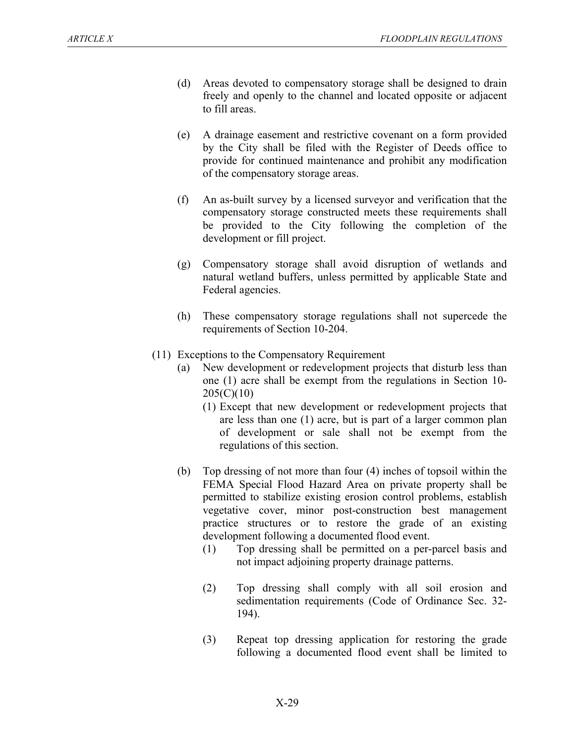(d) Areas devoted to compensatory storage shall be designed to drain freely and openly to the channel and located opposite or adjacent to fill areas.

(e) A drainage easement and restrictive covenant on a form provided by the City shall be filed with the Register of Deeds office to provide for continued maintenance and prohibit any modification of the compensatory storage areas.

(f) An as-built survey by a licensed surveyor and verification that the compensatory storage constructed meets these requirements shall be provided to the City following the completion of the development or fill project.

(g) Compensatory storage shall avoid disruption of wetlands and natural wetland buffers, unless permitted by applicable State and Federal agencies.

(h) These compensatory storage regulations shall not supercede the requirements of Section 10-204.

(11) Exceptions to the Compensatory Requirement

(a) New development or redevelopment projects that disturb less than one (1) acre shall be exempt from the regulations in Section 10-205(C)(10)

(1) Except that new development or redevelopment projects that are less than one (1) acre, but is part of a larger common plan of development or sale shall not be exempt from the regulations of this section.

(b) Top dressing of not more than four (4) inches of topsoil within the FEMA Special Flood Hazard Area on private property shall be permitted to stabilize existing erosion control problems, establish vegetative cover, minor post-construction best management practice structures or to restore the grade of an existing development following a documented flood event.

(1) Top dressing shall be permitted on a per-parcel basis and not impact adjoining property drainage patterns.

(2) Top dressing shall comply with all soil erosion and sedimentation requirements (Code of Ordinance Sec. 32-194).

(3) Repeat top dressing application for restoring the grade following a documented flood event shall be limited to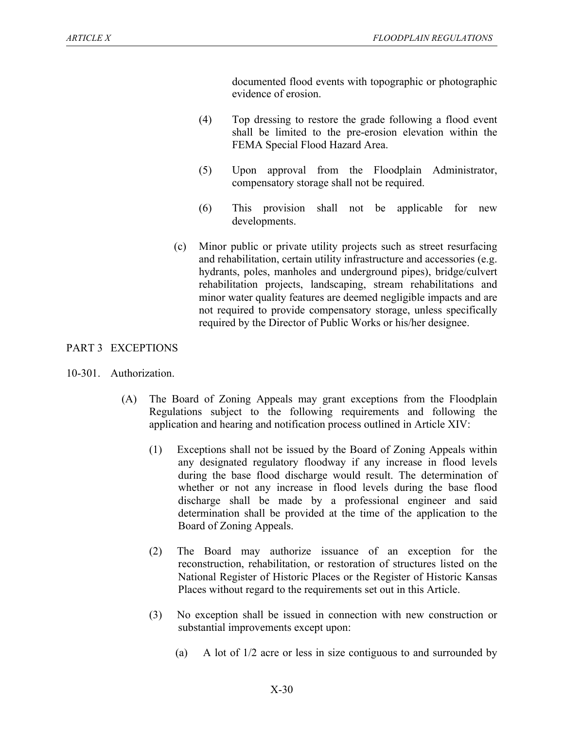documented flood events with topographic or photographic evidence of erosion.

(4) Top dressing to restore the grade following a flood event shall be limited to the pre-erosion elevation within the FEMA Special Flood Hazard Area.

(5) Upon approval from the Floodplain Administrator, compensatory storage shall not be required.

(6) This provision shall not be applicable for new developments.

(c) Minor public or private utility projects such as street resurfacing and rehabilitation, certain utility infrastructure and accessories (e.g. hydrants, poles, manholes and underground pipes), bridge/culvert rehabilitation projects, landscaping, stream rehabilitations and minor water quality features are deemed negligible impacts and are not required to provide compensatory storage, unless specifically required by the Director of Public Works or his/her designee.

## PART 3 EXCEPTIONS

### 10-301. Authorization.

(A) The Board of Zoning Appeals may grant exceptions from the Floodplain Regulations subject to the following requirements and following the application and hearing and notification process outlined in Article XIV:

(1) Exceptions shall not be issued by the Board of Zoning Appeals within any designated regulatory floodway if any increase in flood levels during the base flood discharge would result. The determination of whether or not any increase in flood levels during the base flood discharge shall be made by a professional engineer and said determination shall be provided at the time of the application to the Board of Zoning Appeals.

(2) The Board may authorize issuance of an exception for the reconstruction, rehabilitation, or restoration of structures listed on the National Register of Historic Places or the Register of Historic Kansas Places without regard to the requirements set out in this Article.

(3) No exception shall be issued in connection with new construction or substantial improvements except upon:

(a) A lot of 1/2 acre or less in size contiguous to and surrounded by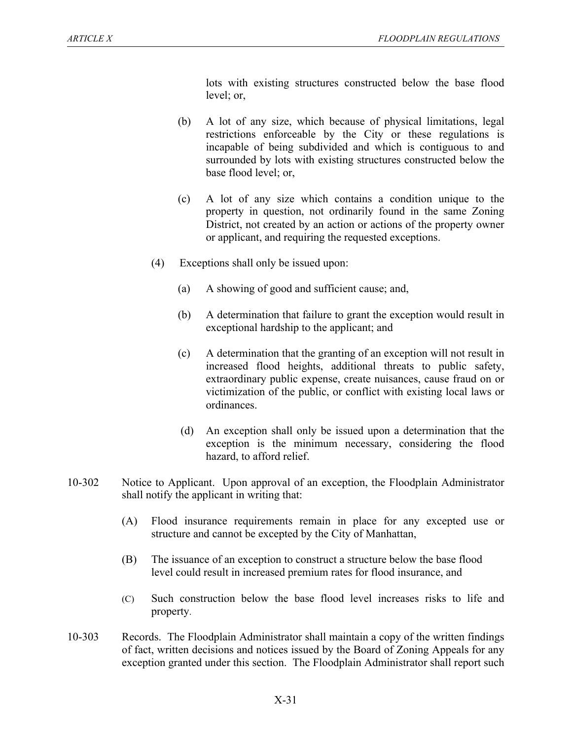lots with existing structures constructed below the base flood level; or,

(b) A lot of any size, which because of physical limitations, legal restrictions enforceable by the City or these regulations is incapable of being subdivided and which is contiguous to and surrounded by lots with existing structures constructed below the base flood level; or,

(c) A lot of any size which contains a condition unique to the property in question, not ordinarily found in the same Zoning District, not created by an action or actions of the property owner or applicant, and requiring the requested exceptions.

(4) Exceptions shall only be issued upon:

(a) A showing of good and sufficient cause; and,

(b) A determination that failure to grant the exception would result in exceptional hardship to the applicant; and

(c) A determination that the granting of an exception will not result in increased flood heights, additional threats to public safety, extraordinary public expense, create nuisances, cause fraud on or victimization of the public, or conflict with existing local laws or ordinances.

(d) An exception shall only be issued upon a determination that the exception is the minimum necessary, considering the flood hazard, to afford relief.

10-302 Notice to Applicant. Upon approval of an exception, the Floodplain Administrator shall notify the applicant in writing that:

(A) Flood insurance requirements remain in place for any excepted use or structure and cannot be excepted by the City of Manhattan,

(B) The issuance of an exception to construct a structure below the base flood level could result in increased premium rates for flood insurance, and

(C) Such construction below the base flood level increases risks to life and property.

10-303 Records. The Floodplain Administrator shall maintain a copy of the written findings of fact, written decisions and notices issued by the Board of Zoning Appeals for any exception granted under this section. The Floodplain Administrator shall report such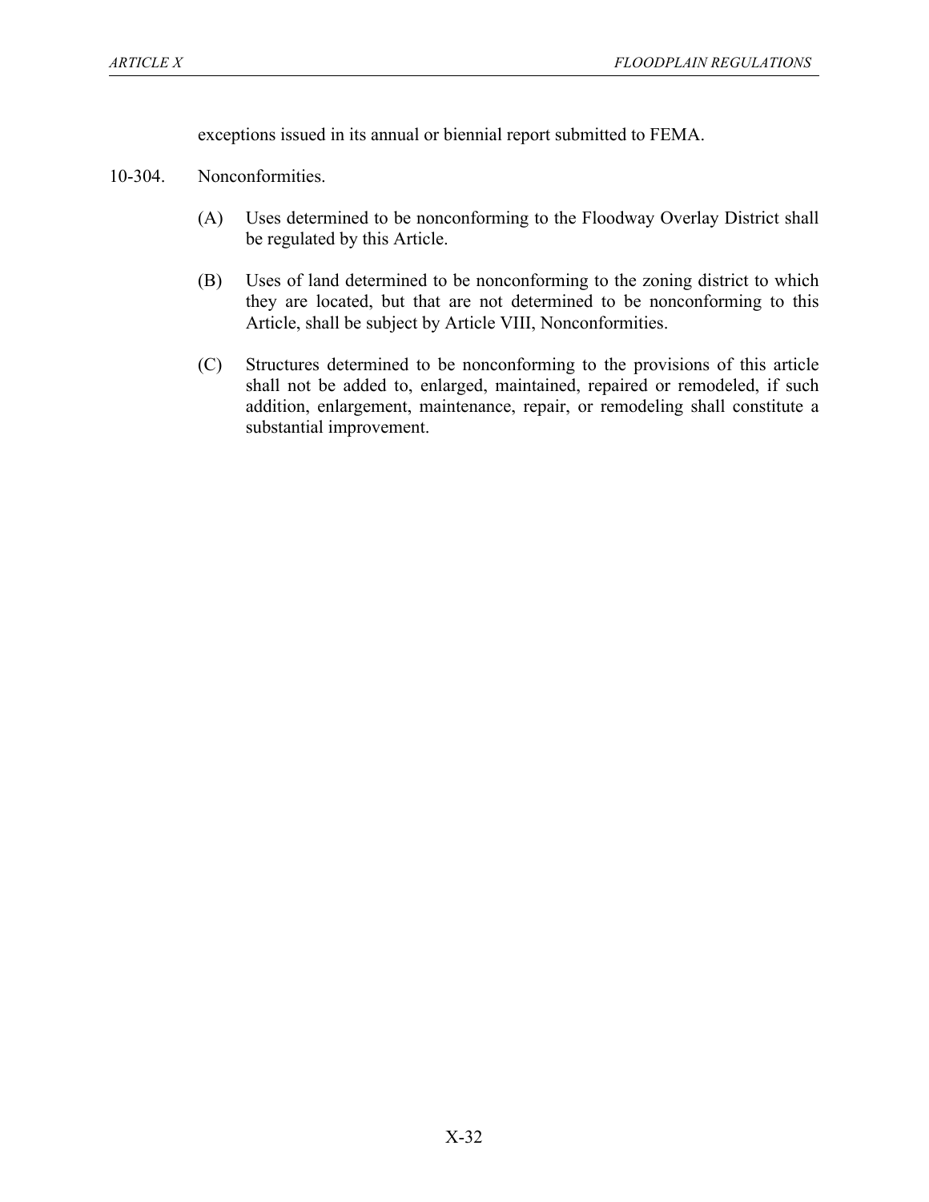exceptions issued in its annual or biennial report submitted to FEMA.

10-304. Nonconformities.

(A) Uses determined to be nonconforming to the Floodway Overlay District shall be regulated by this Article.

(B) Uses of land determined to be nonconforming to the zoning district to which they are located, but that are not determined to be nonconforming to this Article, shall be subject by Article VIII, Nonconformities.

(C) Structures determined to be nonconforming to the provisions of this article shall not be added to, enlarged, maintained, repaired or remodeled, if such addition, enlargement, maintenance, repair, or remodeling shall constitute a substantial improvement.